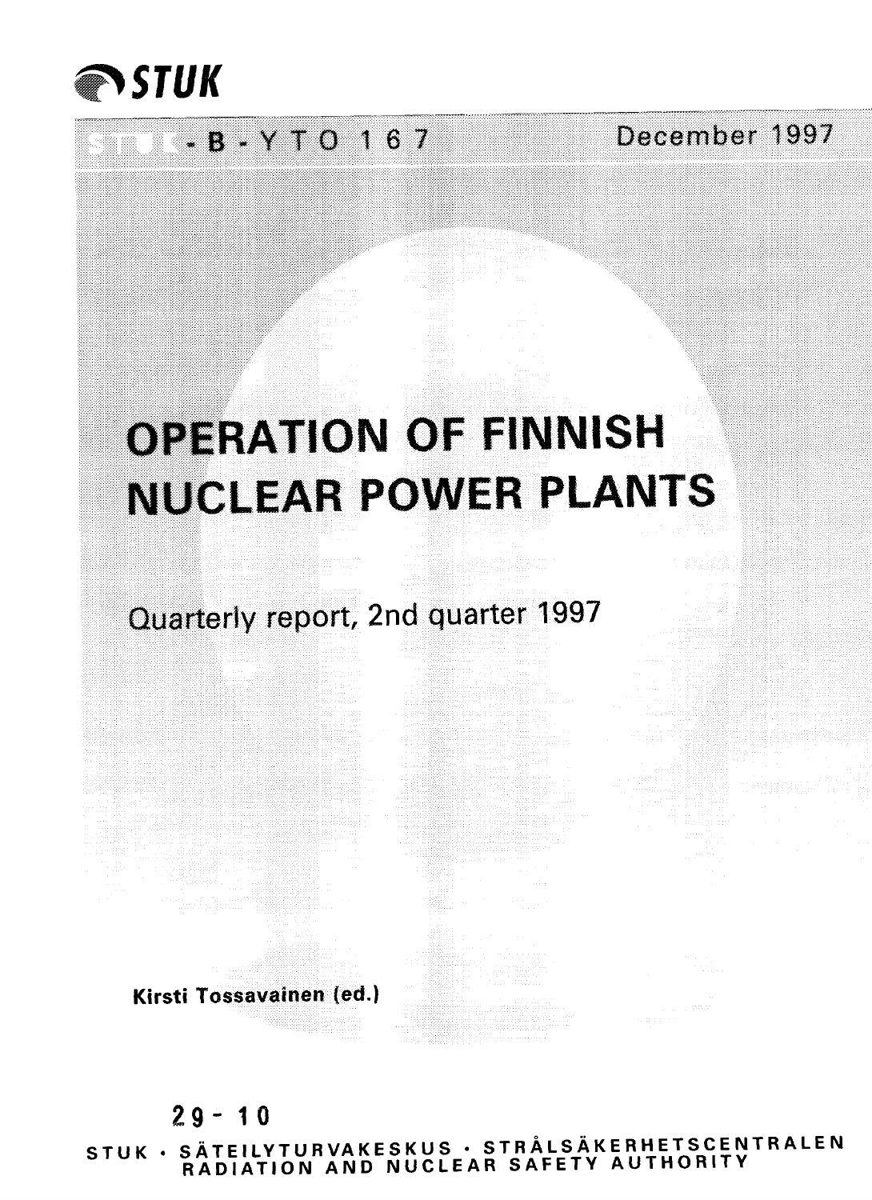STUK

STUK-B-YTO 167

December 1997

# OPERATION OF FINNISH NUCLEAR POWER PLANTS

## Quarterly report, 2nd quarter 1997

**Kirsti Tossavainen (ed.)**

29 - 10

STUK • SÄTEILYTURVAKESKUS • STRÅLSÄKERHETSCENTRALEN
RADIATION AND NUCLEAR SAFETY AUTHORITY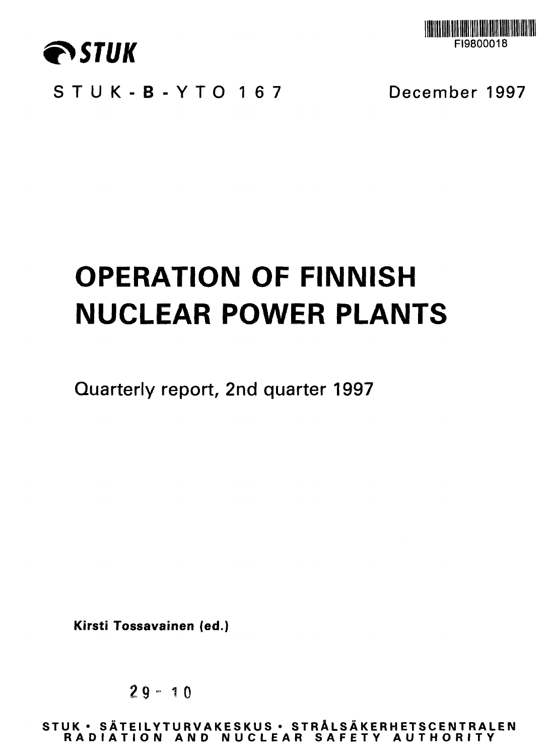STUK

FI9800018

STUK-B-YTO 167

December 1997

# OPERATION OF FINNISH NUCLEAR POWER PLANTS

## Quarterly report, 2nd quarter 1997

**Kirsti Tossavainen (ed.)**

29-10

**STUK • SÄTEILYTURVAKESKUS • STRÅLSÄKERHETSCENTRALEN**
**RADIATION AND NUCLEAR SAFETY AUTHORITY**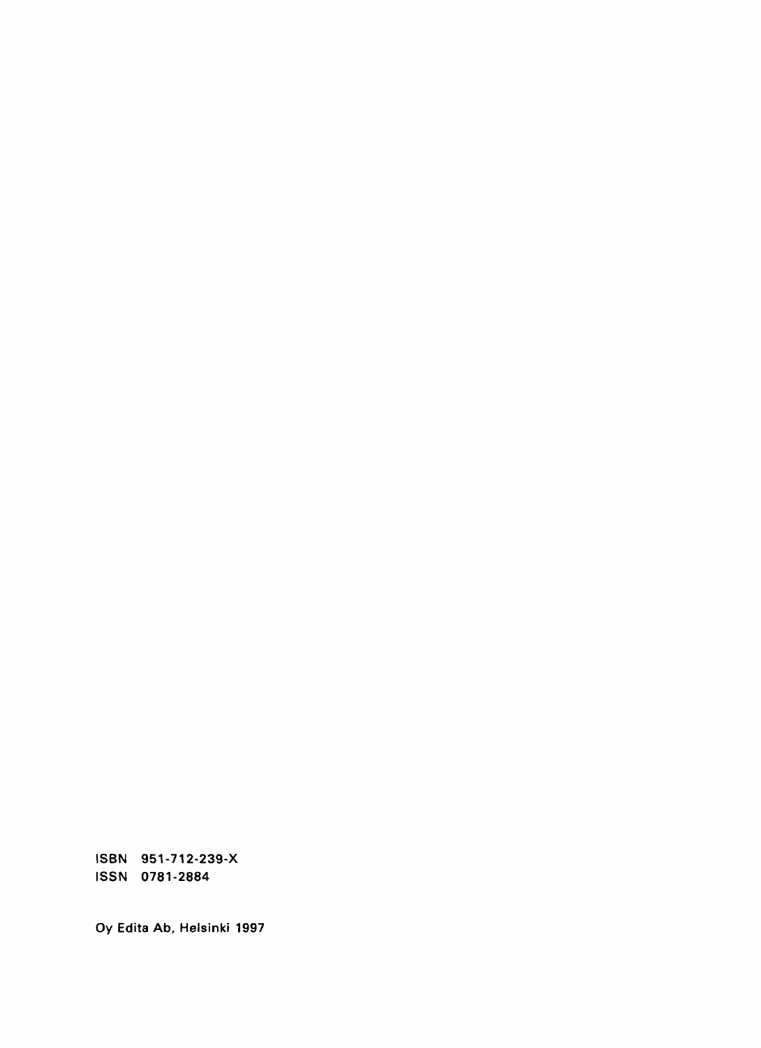ISBN 951-712-239-X
ISSN 0781-2884

Oy Edita Ab, Helsinki 1997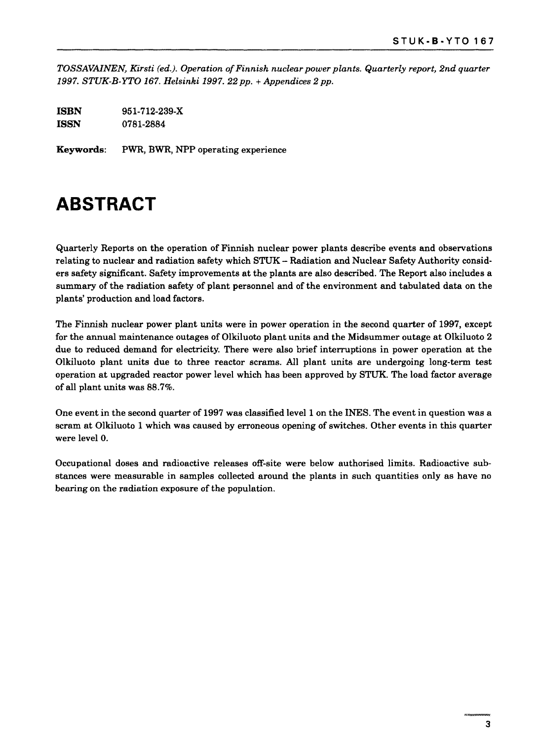*TOSSAVAINEN, Kirsti (ed.). Operation of Finnish nuclear power plants. Quarterly report, 2nd quarter 1997. STUK-B-YTO 167. Helsinki 1997. 22 pp. + Appendices 2 pp.*

**ISBN** 951-712-239-X
**ISSN** 0781-2884

**Keywords**: PWR, BWR, NPP operating experience

# ABSTRACT

Quarterly Reports on the operation of Finnish nuclear power plants describe events and observations relating to nuclear and radiation safety which STUK – Radiation and Nuclear Safety Authority considers safety significant. Safety improvements at the plants are also described. The Report also includes a summary of the radiation safety of plant personnel and of the environment and tabulated data on the plants' production and load factors.

The Finnish nuclear power plant units were in power operation in the second quarter of 1997, except for the annual maintenance outages of Olkiluoto plant units and the Midsummer outage at Olkiluoto 2 due to reduced demand for electricity. There were also brief interruptions in power operation at the Olkiluoto plant units due to three reactor scrams. All plant units are undergoing long-term test operation at upgraded reactor power level which has been approved by STUK. The load factor average of all plant units was 88.7%.

One event in the second quarter of 1997 was classified level 1 on the INES. The event in question was a scram at Olkiluoto 1 which was caused by erroneous opening of switches. Other events in this quarter were level 0.

Occupational doses and radioactive releases off-site were below authorised limits. Radioactive substances were measurable in samples collected around the plants in such quantities only as have no bearing on the radiation exposure of the population.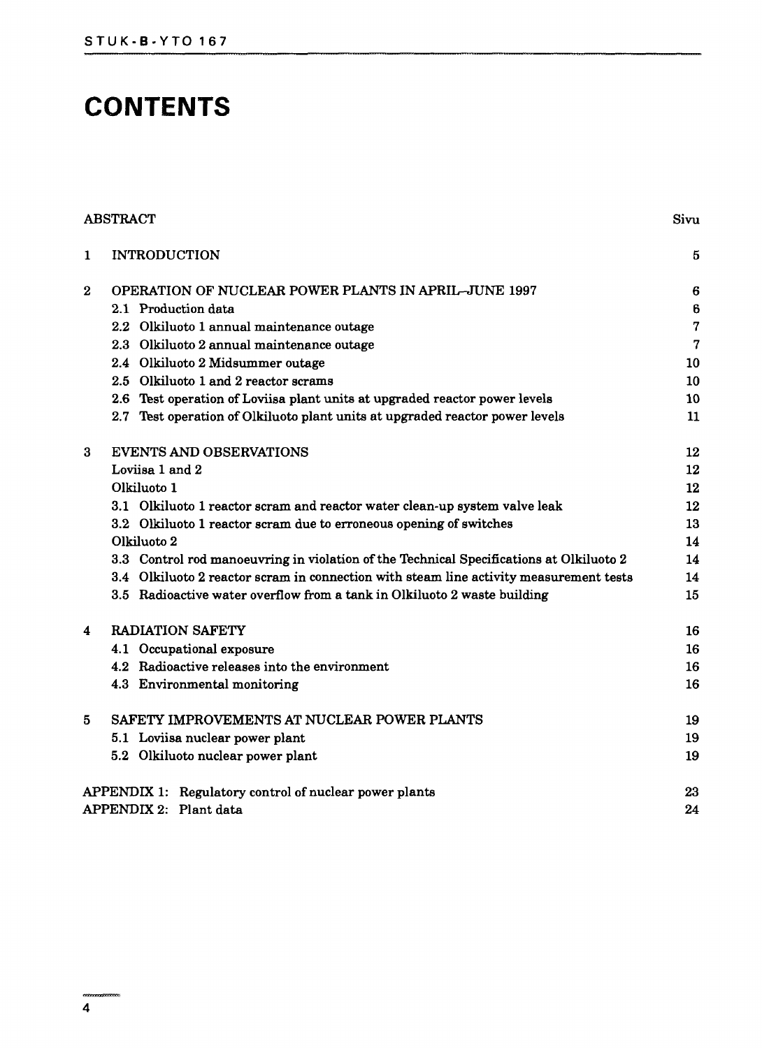# CONTENTS

| | | Sivu |
|---|---|---|
| ABSTRACT | | |
| 1 | INTRODUCTION | 5 |
| 2 | OPERATION OF NUCLEAR POWER PLANTS IN APRIL–JUNE 1997 | 6 |
| | 2.1 Production data | 6 |
| | 2.2 Olkiluoto 1 annual maintenance outage | 7 |
| | 2.3 Olkiluoto 2 annual maintenance outage | 7 |
| | 2.4 Olkiluoto 2 Midsummer outage | 10 |
| | 2.5 Olkiluoto 1 and 2 reactor scrams | 10 |
| | 2.6 Test operation of Loviisa plant units at upgraded reactor power levels | 10 |
| | 2.7 Test operation of Olkiluoto plant units at upgraded reactor power levels | 11 |
| 3 | EVENTS AND OBSERVATIONS | 12 |
| | Loviisa 1 and 2 | 12 |
| | Olkiluoto 1 | 12 |
| | 3.1 Olkiluoto 1 reactor scram and reactor water clean-up system valve leak | 12 |
| | 3.2 Olkiluoto 1 reactor scram due to erroneous opening of switches | 13 |
| | Olkiluoto 2 | 14 |
| | 3.3 Control rod manoeuvring in violation of the Technical Specifications at Olkiluoto 2 | 14 |
| | 3.4 Olkiluoto 2 reactor scram in connection with steam line activity measurement tests | 14 |
| | 3.5 Radioactive water overflow from a tank in Olkiluoto 2 waste building | 15 |
| 4 | RADIATION SAFETY | 16 |
| | 4.1 Occupational exposure | 16 |
| | 4.2 Radioactive releases into the environment | 16 |
| | 4.3 Environmental monitoring | 16 |
| 5 | SAFETY IMPROVEMENTS AT NUCLEAR POWER PLANTS | 19 |
| | 5.1 Loviisa nuclear power plant | 19 |
| | 5.2 Olkiluoto nuclear power plant | 19 |
| APPENDIX 1: | Regulatory control of nuclear power plants | 23 |
| APPENDIX 2: | Plant data | 24 |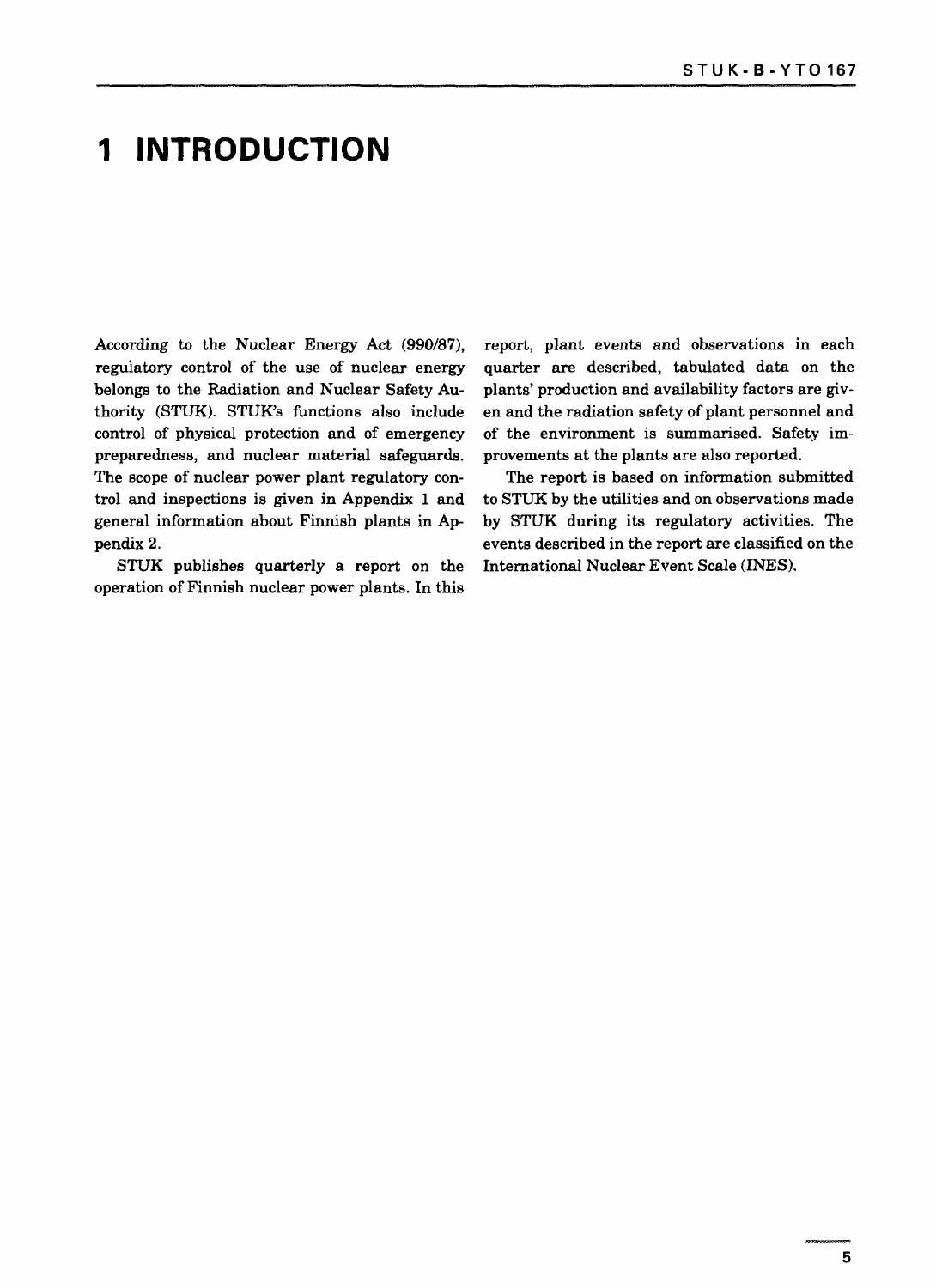# 1 INTRODUCTION

According to the Nuclear Energy Act (990/87), regulatory control of the use of nuclear energy belongs to the Radiation and Nuclear Safety Authority (STUK). STUK's functions also include control of physical protection and of emergency preparedness, and nuclear material safeguards. The scope of nuclear power plant regulatory control and inspections is given in Appendix 1 and general information about Finnish plants in Appendix 2.

STUK publishes quarterly a report on the operation of Finnish nuclear power plants. In this report, plant events and observations in each quarter are described, tabulated data on the plants' production and availability factors are given and the radiation safety of plant personnel and of the environment is summarised. Safety improvements at the plants are also reported.

The report is based on information submitted to STUK by the utilities and on observations made by STUK during its regulatory activities. The events described in the report are classified on the International Nuclear Event Scale (INES).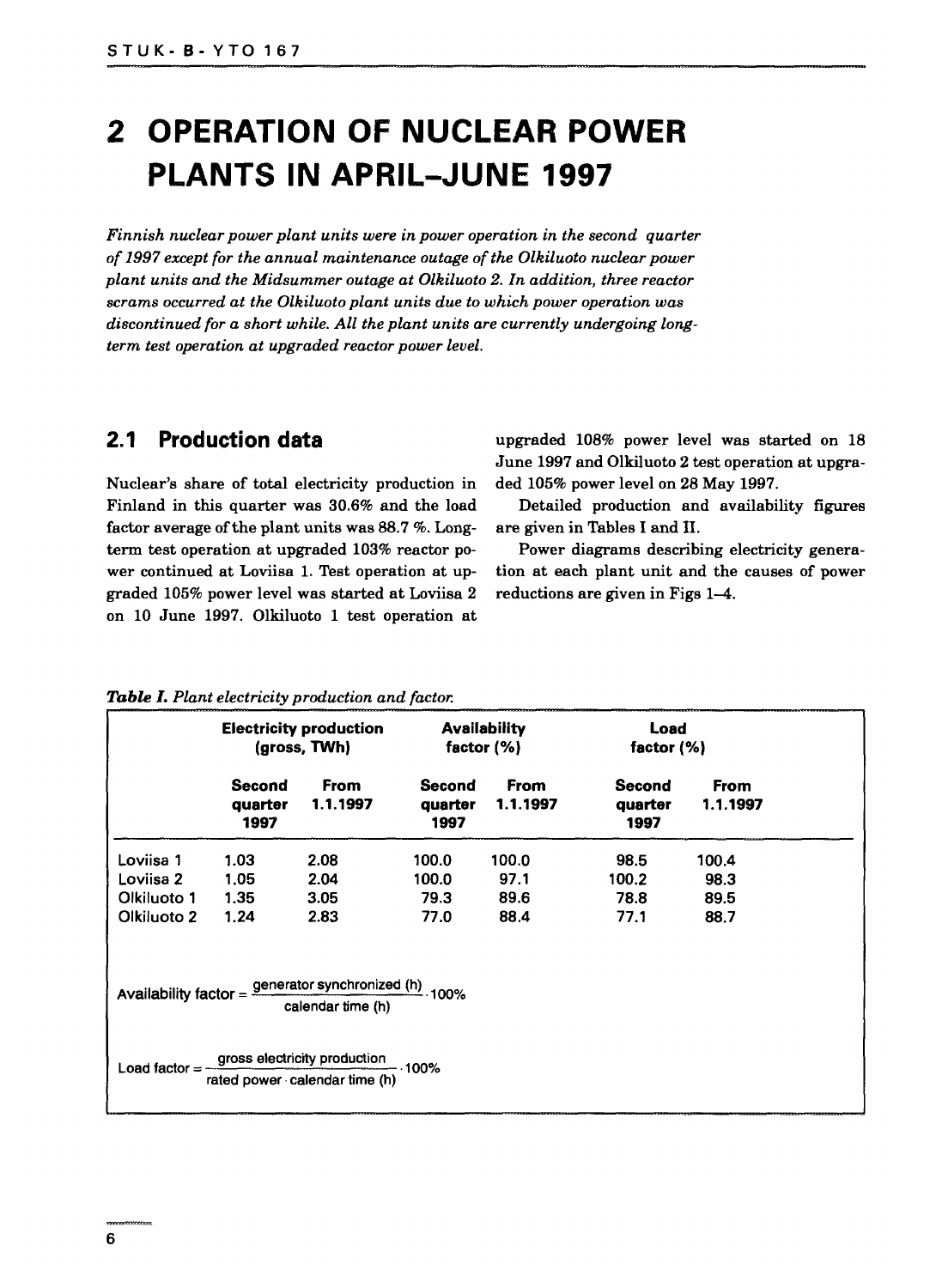# 2 OPERATION OF NUCLEAR POWER PLANTS IN APRIL–JUNE 1997

*Finnish nuclear power plant units were in power operation in the second quarter of 1997 except for the annual maintenance outage of the Olkiluoto nuclear power plant units and the Midsummer outage at Olkiluoto 2. In addition, three reactor scrams occurred at the Olkiluoto plant units due to which power operation was discontinued for a short while. All the plant units are currently undergoing long-term test operation at upgraded reactor power level.*

## 2.1 Production data

Nuclear's share of total electricity production in Finland in this quarter was 30.6% and the load factor average of the plant units was 88.7 %. Long-term test operation at upgraded 103% reactor power continued at Loviisa 1. Test operation at upgraded 105% power level was started at Loviisa 2 on 10 June 1997. Olkiluoto 1 test operation at upgraded 108% power level was started on 18 June 1997 and Olkiluoto 2 test operation at upgraded 105% power level on 28 May 1997.

Detailed production and availability figures are given in Tables I and II.

Power diagrams describing electricity generation at each plant unit and the causes of power reductions are given in Figs 1–4.

***Table I.*** *Plant electricity production and factor.*

| | Electricity production (gross, TWh) | | Availability factor (%) | | Load factor (%) | |
|---|---|---|---|---|---|---|
| | Second quarter 1997 | From 1.1.1997 | Second quarter 1997 | From 1.1.1997 | Second quarter 1997 | From 1.1.1997 |
| Loviisa 1 | 1.03 | 2.08 | 100.0 | 100.0 | 98.5 | 100.4 |
| Loviisa 2 | 1.05 | 2.04 | 100.0 | 97.1 | 100.2 | 98.3 |
| Olkiluoto 1 | 1.35 | 3.05 | 79.3 | 89.6 | 78.8 | 89.5 |
| Olkiluoto 2 | 1.24 | 2.83 | 77.0 | 88.4 | 77.1 | 88.7 |

$$\text{Availability factor} = \frac{\text{generator synchronized (h)}}{\text{calendar time (h)}} \cdot 100\%$$

$$\text{Load factor} = \frac{\text{gross electricity production}}{\text{rated power} \cdot \text{calendar time (h)}} \cdot 100\%$$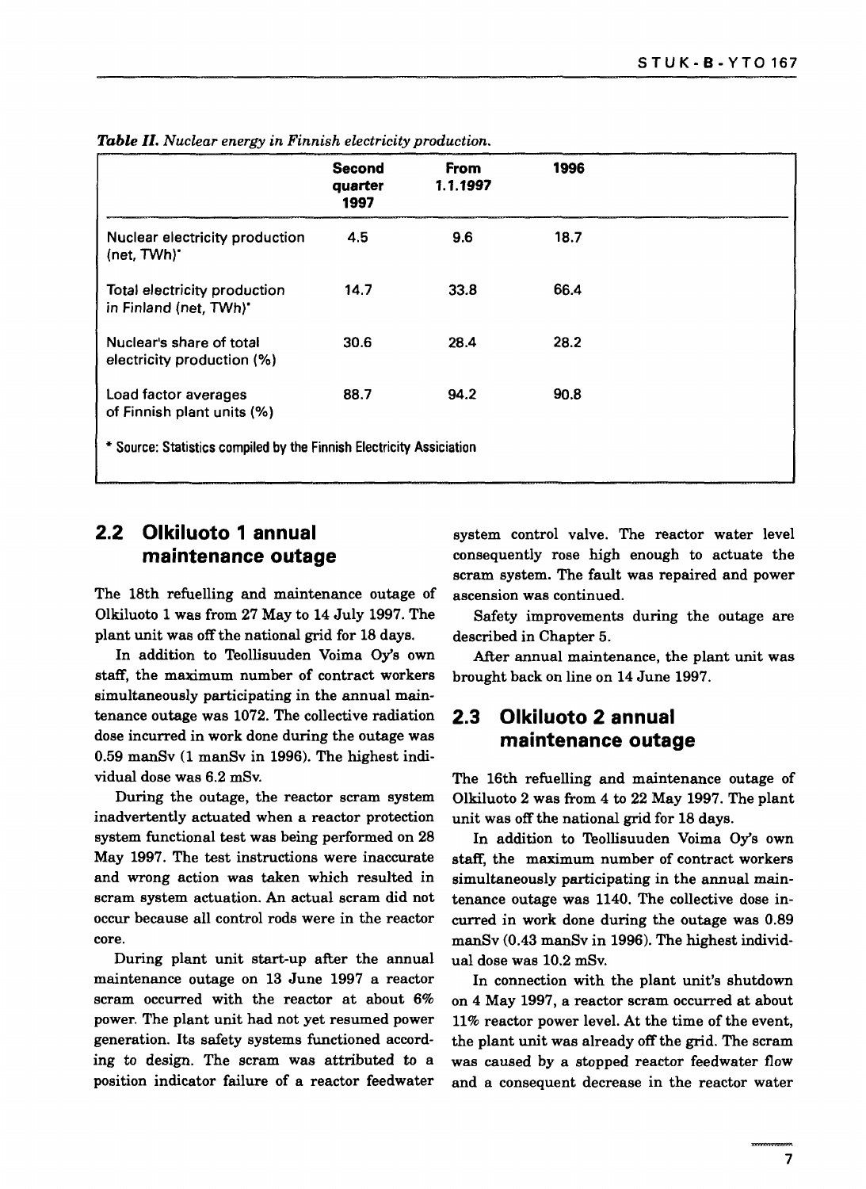*Table II. Nuclear energy in Finnish electricity production.*

| | Second quarter 1997 | From 1.1.1997 | 1996 |
|---|---|---|---|
| Nuclear electricity production (net, TWh)* | 4.5 | 9.6 | 18.7 |
| Total electricity production in Finland (net, TWh)* | 14.7 | 33.8 | 66.4 |
| Nuclear's share of total electricity production (%) | 30.6 | 28.4 | 28.2 |
| Load factor averages of Finnish plant units (%) | 88.7 | 94.2 | 90.8 |

\* Source: Statistics compiled by the Finnish Electricity Assiciation

## 2.2 Olkiluoto 1 annual maintenance outage

The 18th refuelling and maintenance outage of Olkiluoto 1 was from 27 May to 14 July 1997. The plant unit was off the national grid for 18 days.

In addition to Teollisuuden Voima Oy's own staff, the maximum number of contract workers simultaneously participating in the annual maintenance outage was 1072. The collective radiation dose incurred in work done during the outage was 0.59 manSv (1 manSv in 1996). The highest individual dose was 6.2 mSv.

During the outage, the reactor scram system inadvertently actuated when a reactor protection system functional test was being performed on 28 May 1997. The test instructions were inaccurate and wrong action was taken which resulted in scram system actuation. An actual scram did not occur because all control rods were in the reactor core.

During plant unit start-up after the annual maintenance outage on 13 June 1997 a reactor scram occurred with the reactor at about 6% power. The plant unit had not yet resumed power generation. Its safety systems functioned according to design. The scram was attributed to a position indicator failure of a reactor feedwater system control valve. The reactor water level consequently rose high enough to actuate the scram system. The fault was repaired and power ascension was continued.

Safety improvements during the outage are described in Chapter 5.

After annual maintenance, the plant unit was brought back on line on 14 June 1997.

## 2.3 Olkiluoto 2 annual maintenance outage

The 16th refuelling and maintenance outage of Olkiluoto 2 was from 4 to 22 May 1997. The plant unit was off the national grid for 18 days.

In addition to Teollisuuden Voima Oy's own staff, the maximum number of contract workers simultaneously participating in the annual maintenance outage was 1140. The collective dose incurred in work done during the outage was 0.89 manSv (0.43 manSv in 1996). The highest individual dose was 10.2 mSv.

In connection with the plant unit's shutdown on 4 May 1997, a reactor scram occurred at about 11% reactor power level. At the time of the event, the plant unit was already off the grid. The scram was caused by a stopped reactor feedwater flow and a consequent decrease in the reactor water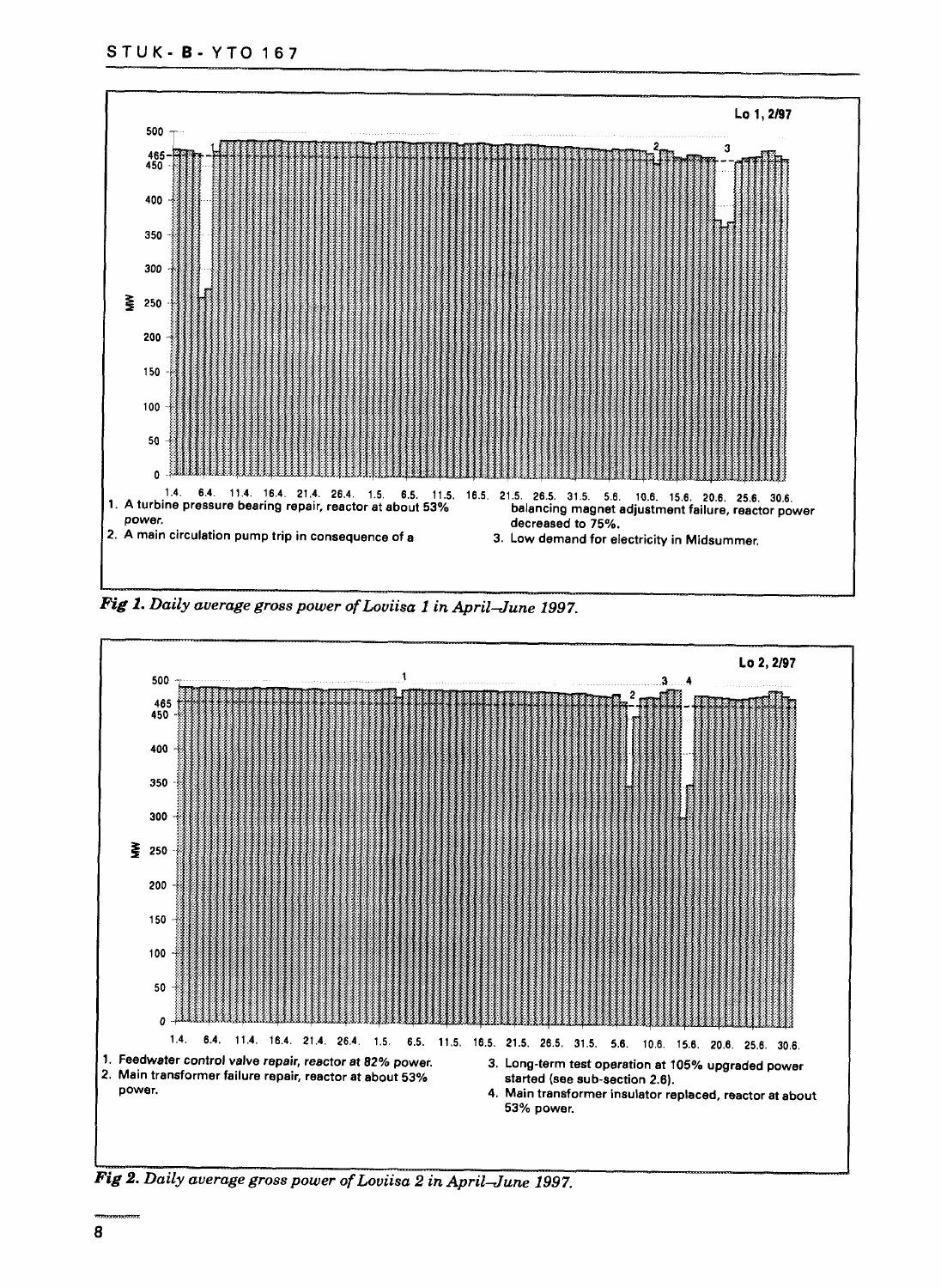Lo 1, 2/97

1. A turbine pressure bearing repair, reactor at about 53% power.
2. A main circulation pump trip in consequence of a balancing magnet adjustment failure, reactor power decreased to 75%.
3. Low demand for electricity in Midsummer.

*Fig 1. Daily average gross power of Loviisa 1 in April–June 1997.*

Lo 2, 2/97

1. Feedwater control valve repair, reactor at 82% power.
2. Main transformer failure repair, reactor at about 53% power.
3. Long-term test operation at 105% upgraded power started (see sub-section 2.6).
4. Main transformer insulator replaced, reactor at about 53% power.

*Fig 2. Daily average gross power of Loviisa 2 in April–June 1997.*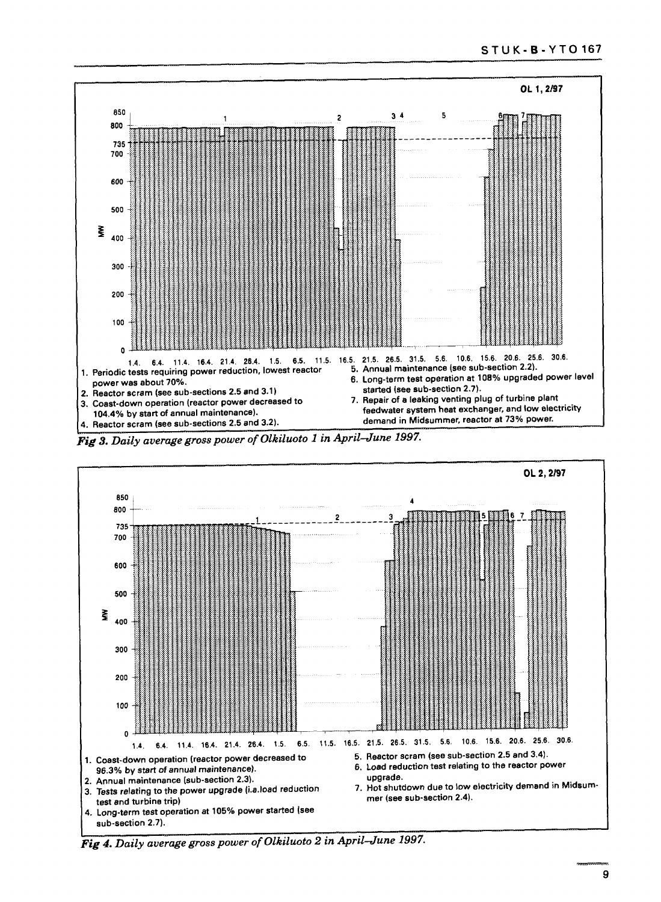OL 1, 2/97

1. Periodic tests requiring power reduction, lowest reactor power was about 70%.
2. Reactor scram (see sub-sections 2.5 and 3.1)
3. Coast-down operation (reactor power decreased to 104.4% by start of annual maintenance).
4. Reactor scram (see sub-sections 2.5 and 3.2).
5. Annual maintenance (see sub-section 2.2).
6. Long-term test operation at 108% upgraded power level started (see sub-section 2.7).
7. Repair of a leaking venting plug of turbine plant feedwater system heat exchanger, and low electricity demand in Midsummer, reactor at 73% power.

*Fig 3. Daily average gross power of Olkiluoto 1 in April–June 1997.*

OL 2, 2/97

1. Coast-down operation (reactor power decreased to 96.3% by start of annual maintenance).
2. Annual maintenance (sub-section 2.3).
3. Tests relating to the power upgrade (i.a.load reduction test and turbine trip)
4. Long-term test operation at 105% power started (see sub-section 2.7).
5. Reactor scram (see sub-section 2.5 and 3.4).
6. Load reduction test relating to the reactor power upgrade.
7. Hot shutdown due to low electricity demand in Midsummer (see sub-section 2.4).

*Fig 4. Daily average gross power of Olkiluoto 2 in April–June 1997.*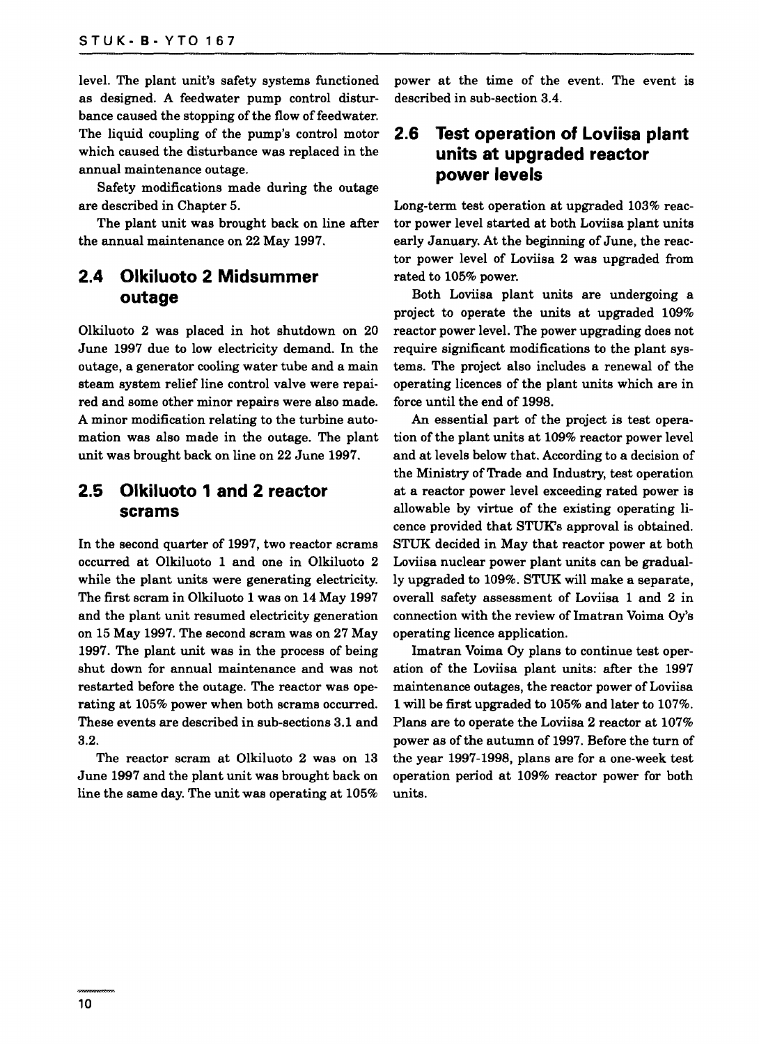level. The plant unit's safety systems functioned as designed. A feedwater pump control disturbance caused the stopping of the flow of feedwater. The liquid coupling of the pump's control motor which caused the disturbance was replaced in the annual maintenance outage.

Safety modifications made during the outage are described in Chapter 5.

The plant unit was brought back on line after the annual maintenance on 22 May 1997.

## 2.4 Olkiluoto 2 Midsummer outage

Olkiluoto 2 was placed in hot shutdown on 20 June 1997 due to low electricity demand. In the outage, a generator cooling water tube and a main steam system relief line control valve were repaired and some other minor repairs were also made. A minor modification relating to the turbine automation was also made in the outage. The plant unit was brought back on line on 22 June 1997.

## 2.5 Olkiluoto 1 and 2 reactor scrams

In the second quarter of 1997, two reactor scrams occurred at Olkiluoto 1 and one in Olkiluoto 2 while the plant units were generating electricity. The first scram in Olkiluoto 1 was on 14 May 1997 and the plant unit resumed electricity generation on 15 May 1997. The second scram was on 27 May 1997. The plant unit was in the process of being shut down for annual maintenance and was not restarted before the outage. The reactor was operating at 105% power when both scrams occurred. These events are described in sub-sections 3.1 and 3.2.

The reactor scram at Olkiluoto 2 was on 13 June 1997 and the plant unit was brought back on line the same day. The unit was operating at 105% power at the time of the event. The event is described in sub-section 3.4.

## 2.6 Test operation of Loviisa plant units at upgraded reactor power levels

Long-term test operation at upgraded 103% reactor power level started at both Loviisa plant units early January. At the beginning of June, the reactor power level of Loviisa 2 was upgraded from rated to 105% power.

Both Loviisa plant units are undergoing a project to operate the units at upgraded 109% reactor power level. The power upgrading does not require significant modifications to the plant systems. The project also includes a renewal of the operating licences of the plant units which are in force until the end of 1998.

An essential part of the project is test operation of the plant units at 109% reactor power level and at levels below that. According to a decision of the Ministry of Trade and Industry, test operation at a reactor power level exceeding rated power is allowable by virtue of the existing operating licence provided that STUK's approval is obtained. STUK decided in May that reactor power at both Loviisa nuclear power plant units can be gradually upgraded to 109%. STUK will make a separate, overall safety assessment of Loviisa 1 and 2 in connection with the review of Imatran Voima Oy's operating licence application.

Imatran Voima Oy plans to continue test operation of the Loviisa plant units: after the 1997 maintenance outages, the reactor power of Loviisa 1 will be first upgraded to 105% and later to 107%. Plans are to operate the Loviisa 2 reactor at 107% power as of the autumn of 1997. Before the turn of the year 1997-1998, plans are for a one-week test operation period at 109% reactor power for both units.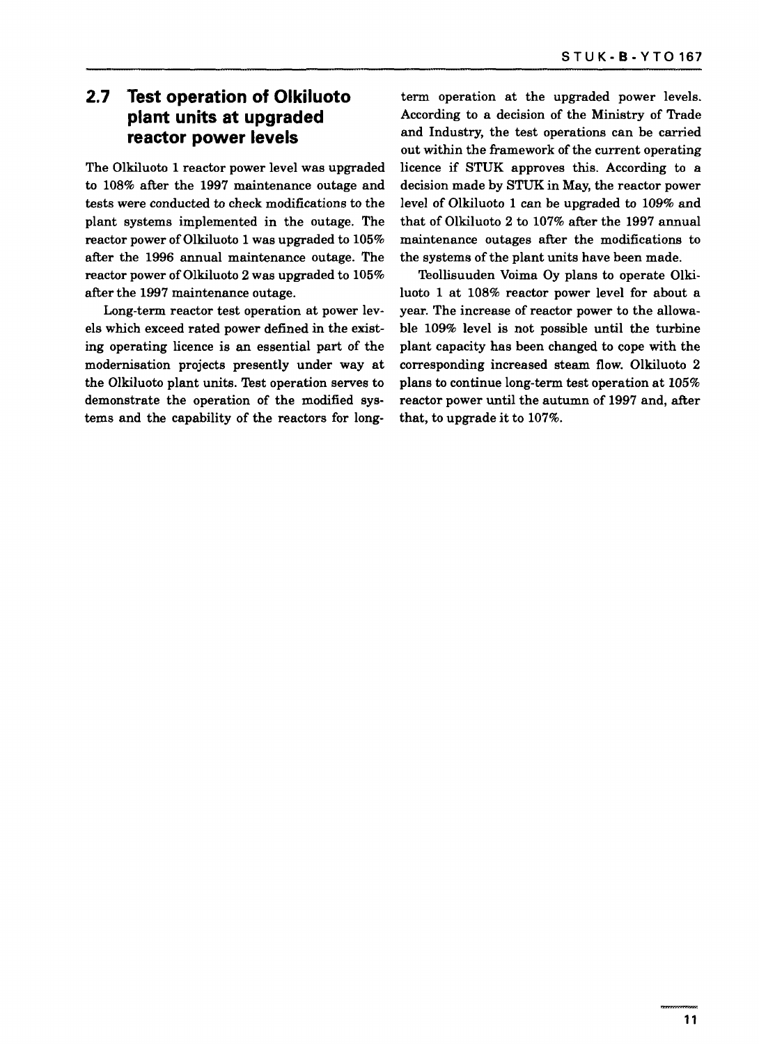## 2.7 Test operation of Olkiluoto plant units at upgraded reactor power levels

The Olkiluoto 1 reactor power level was upgraded to 108% after the 1997 maintenance outage and tests were conducted to check modifications to the plant systems implemented in the outage. The reactor power of Olkiluoto 1 was upgraded to 105% after the 1996 annual maintenance outage. The reactor power of Olkiluoto 2 was upgraded to 105% after the 1997 maintenance outage.

Long-term reactor test operation at power levels which exceed rated power defined in the existing operating licence is an essential part of the modernisation projects presently under way at the Olkiluoto plant units. Test operation serves to demonstrate the operation of the modified systems and the capability of the reactors for long-term operation at the upgraded power levels. According to a decision of the Ministry of Trade and Industry, the test operations can be carried out within the framework of the current operating licence if STUK approves this. According to a decision made by STUK in May, the reactor power level of Olkiluoto 1 can be upgraded to 109% and that of Olkiluoto 2 to 107% after the 1997 annual maintenance outages after the modifications to the systems of the plant units have been made.

Teollisuuden Voima Oy plans to operate Olkiluoto 1 at 108% reactor power level for about a year. The increase of reactor power to the allowable 109% level is not possible until the turbine plant capacity has been changed to cope with the corresponding increased steam flow. Olkiluoto 2 plans to continue long-term test operation at 105% reactor power until the autumn of 1997 and, after that, to upgrade it to 107%.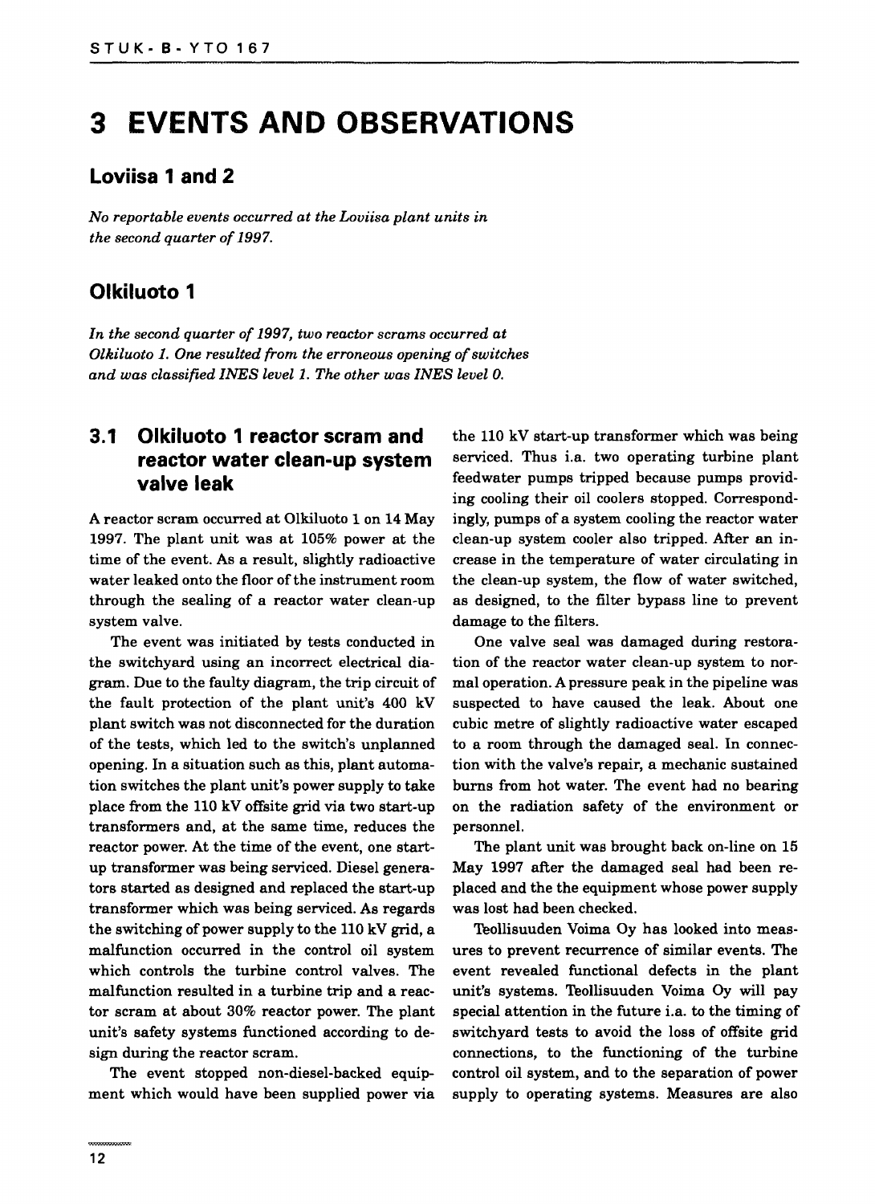# 3 EVENTS AND OBSERVATIONS

## Loviisa 1 and 2

*No reportable events occurred at the Loviisa plant units in the second quarter of 1997.*

## Olkiluoto 1

*In the second quarter of 1997, two reactor scrams occurred at Olkiluoto 1. One resulted from the erroneous opening of switches and was classified INES level 1. The other was INES level 0.*

### 3.1 Olkiluoto 1 reactor scram and reactor water clean-up system valve leak

A reactor scram occurred at Olkiluoto 1 on 14 May 1997. The plant unit was at 105% power at the time of the event. As a result, slightly radioactive water leaked onto the floor of the instrument room through the sealing of a reactor water clean-up system valve.

The event was initiated by tests conducted in the switchyard using an incorrect electrical diagram. Due to the faulty diagram, the trip circuit of the fault protection of the plant unit's 400 kV plant switch was not disconnected for the duration of the tests, which led to the switch's unplanned opening. In a situation such as this, plant automation switches the plant unit's power supply to take place from the 110 kV offsite grid via two start-up transformers and, at the same time, reduces the reactor power. At the time of the event, one start-up transformer was being serviced. Diesel generators started as designed and replaced the start-up transformer which was being serviced. As regards the switching of power supply to the 110 kV grid, a malfunction occurred in the control oil system which controls the turbine control valves. The malfunction resulted in a turbine trip and a reactor scram at about 30% reactor power. The plant unit's safety systems functioned according to design during the reactor scram.

The event stopped non-diesel-backed equipment which would have been supplied power via the 110 kV start-up transformer which was being serviced. Thus i.a. two operating turbine plant feedwater pumps tripped because pumps providing cooling their oil coolers stopped. Correspondingly, pumps of a system cooling the reactor water clean-up system cooler also tripped. After an increase in the temperature of water circulating in the clean-up system, the flow of water switched, as designed, to the filter bypass line to prevent damage to the filters.

One valve seal was damaged during restoration of the reactor water clean-up system to normal operation. A pressure peak in the pipeline was suspected to have caused the leak. About one cubic metre of slightly radioactive water escaped to a room through the damaged seal. In connection with the valve's repair, a mechanic sustained burns from hot water. The event had no bearing on the radiation safety of the environment or personnel.

The plant unit was brought back on-line on 15 May 1997 after the damaged seal had been replaced and the the equipment whose power supply was lost had been checked.

Teollisuuden Voima Oy has looked into measures to prevent recurrence of similar events. The event revealed functional defects in the plant unit's systems. Teollisuuden Voima Oy will pay special attention in the future i.a. to the timing of switchyard tests to avoid the loss of offsite grid connections, to the functioning of the turbine control oil system, and to the separation of power supply to operating systems. Measures are also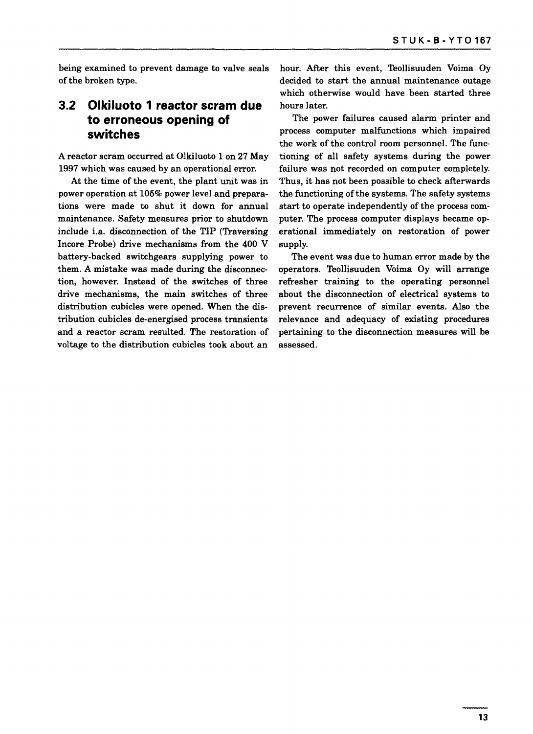being examined to prevent damage to valve seals of the broken type.

## 3.2 Olkiluoto 1 reactor scram due to erroneous opening of switches

A reactor scram occurred at Olkiluoto 1 on 27 May 1997 which was caused by an operational error.

At the time of the event, the plant unit was in power operation at 105% power level and preparations were made to shut it down for annual maintenance. Safety measures prior to shutdown include i.a. disconnection of the TIP (Traversing Incore Probe) drive mechanisms from the 400 V battery-backed switchgears supplying power to them. A mistake was made during the disconnection, however. Instead of the switches of three drive mechanisms, the main switches of three distribution cubicles were opened. When the distribution cubicles de-energised process transients and a reactor scram resulted. The restoration of voltage to the distribution cubicles took about an hour. After this event, Teollisuuden Voima Oy decided to start the annual maintenance outage which otherwise would have been started three hours later.

The power failures caused alarm printer and process computer malfunctions which impaired the work of the control room personnel. The functioning of all safety systems during the power failure was not recorded on computer completely. Thus, it has not been possible to check afterwards the functioning of the systems. The safety systems start to operate independently of the process computer. The process computer displays became operational immediately on restoration of power supply.

The event was due to human error made by the operators. Teollisuuden Voima Oy will arrange refresher training to the operating personnel about the disconnection of electrical systems to prevent recurrence of similar events. Also the relevance and adequacy of existing procedures pertaining to the disconnection measures will be assessed.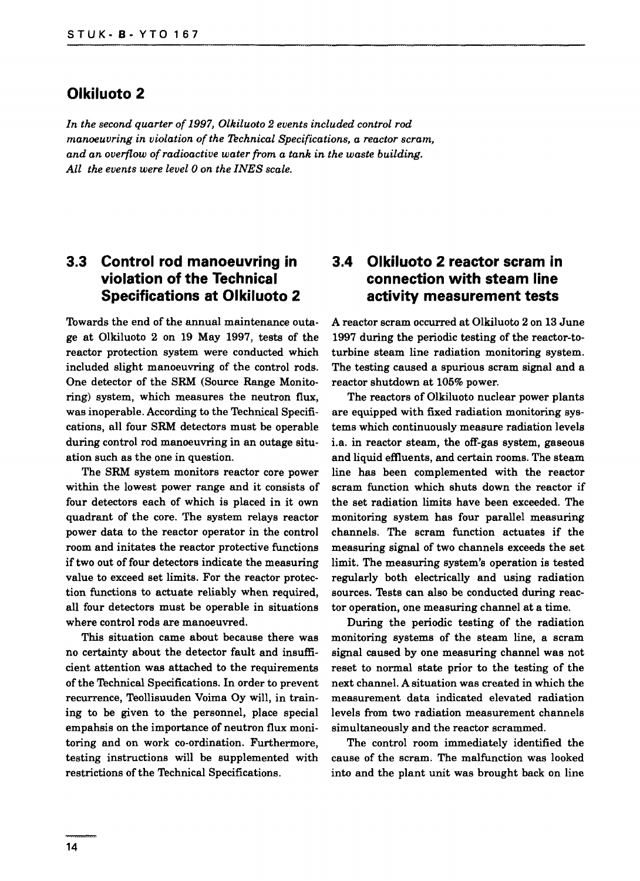## Olkiluoto 2

*In the second quarter of 1997, Olkiluoto 2 events included control rod manoeuvring in violation of the Technical Specifications, a reactor scram, and an overflow of radioactive water from a tank in the waste building. All the events were level 0 on the INES scale.*

### 3.3 Control rod manoeuvring in violation of the Technical Specifications at Olkiluoto 2

Towards the end of the annual maintenance outage at Olkiluoto 2 on 19 May 1997, tests of the reactor protection system were conducted which included slight manoeuvring of the control rods. One detector of the SRM (Source Range Monitoring) system, which measures the neutron flux, was inoperable. According to the Technical Specifications, all four SRM detectors must be operable during control rod manoeuvring in an outage situation such as the one in question.

The SRM system monitors reactor core power within the lowest power range and it consists of four detectors each of which is placed in it own quadrant of the core. The system relays reactor power data to the reactor operator in the control room and initates the reactor protective functions if two out of four detectors indicate the measuring value to exceed set limits. For the reactor protection functions to actuate reliably when required, all four detectors must be operable in situations where control rods are manoeuvred.

This situation came about because there was no certainty about the detector fault and insufficient attention was attached to the requirements of the Technical Specifications. In order to prevent recurrence, Teollisuuden Voima Oy will, in training to be given to the personnel, place special empahsis on the importance of neutron flux monitoring and on work co-ordination. Furthermore, testing instructions will be supplemented with restrictions of the Technical Specifications.

### 3.4 Olkiluoto 2 reactor scram in connection with steam line activity measurement tests

A reactor scram occurred at Olkiluoto 2 on 13 June 1997 during the periodic testing of the reactor-to-turbine steam line radiation monitoring system. The testing caused a spurious scram signal and a reactor shutdown at 105% power.

The reactors of Olkiluoto nuclear power plants are equipped with fixed radiation monitoring systems which continuously measure radiation levels i.a. in reactor steam, the off-gas system, gaseous and liquid effluents, and certain rooms. The steam line has been complemented with the reactor scram function which shuts down the reactor if the set radiation limits have been exceeded. The monitoring system has four parallel measuring channels. The scram function actuates if the measuring signal of two channels exceeds the set limit. The measuring system's operation is tested regularly both electrically and using radiation sources. Tests can also be conducted during reactor operation, one measuring channel at a time.

During the periodic testing of the radiation monitoring systems of the steam line, a scram signal caused by one measuring channel was not reset to normal state prior to the testing of the next channel. A situation was created in which the measurement data indicated elevated radiation levels from two radiation measurement channels simultaneously and the reactor scrammed.

The control room immediately identified the cause of the scram. The malfunction was looked into and the plant unit was brought back on line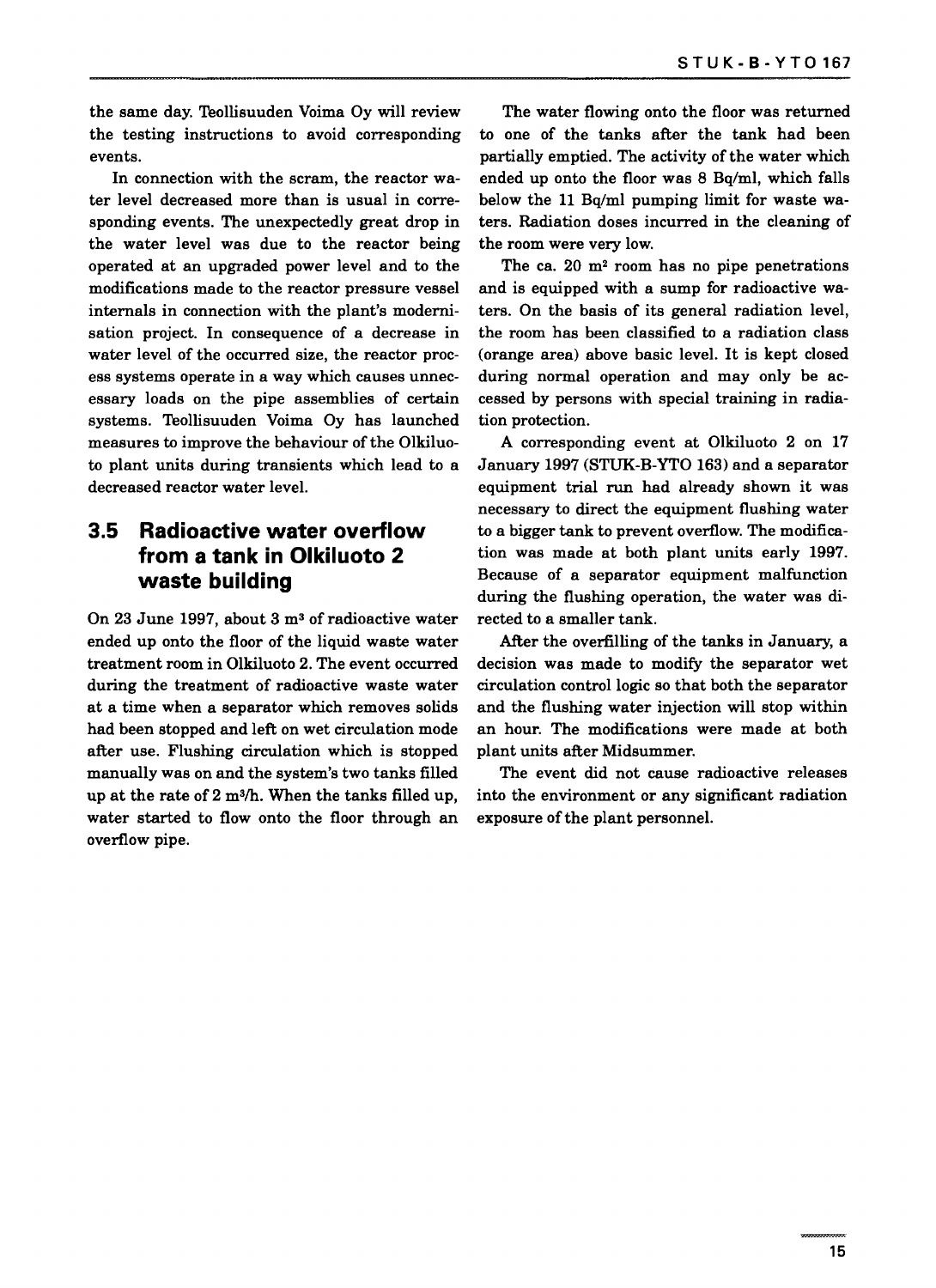the same day. Teollisuuden Voima Oy will review the testing instructions to avoid corresponding events.

In connection with the scram, the reactor water level decreased more than is usual in corresponding events. The unexpectedly great drop in the water level was due to the reactor being operated at an upgraded power level and to the modifications made to the reactor pressure vessel internals in connection with the plant's modernisation project. In consequence of a decrease in water level of the occurred size, the reactor process systems operate in a way which causes unnecessary loads on the pipe assemblies of certain systems. Teollisuuden Voima Oy has launched measures to improve the behaviour of the Olkiluoto plant units during transients which lead to a decreased reactor water level.

## 3.5 Radioactive water overflow from a tank in Olkiluoto 2 waste building

On 23 June 1997, about 3 $m^3$ of radioactive water ended up onto the floor of the liquid waste water treatment room in Olkiluoto 2. The event occurred during the treatment of radioactive waste water at a time when a separator which removes solids had been stopped and left on wet circulation mode after use. Flushing circulation which is stopped manually was on and the system's two tanks filled up at the rate of 2 $m^3$/h. When the tanks filled up, water started to flow onto the floor through an overflow pipe.

The water flowing onto the floor was returned to one of the tanks after the tank had been partially emptied. The activity of the water which ended up onto the floor was 8 Bq/ml, which falls below the 11 Bq/ml pumping limit for waste waters. Radiation doses incurred in the cleaning of the room were very low.

The ca. 20 $m^2$ room has no pipe penetrations and is equipped with a sump for radioactive waters. On the basis of its general radiation level, the room has been classified to a radiation class (orange area) above basic level. It is kept closed during normal operation and may only be accessed by persons with special training in radiation protection.

A corresponding event at Olkiluoto 2 on 17 January 1997 (STUK-B-YTO 163) and a separator equipment trial run had already shown it was necessary to direct the equipment flushing water to a bigger tank to prevent overflow. The modification was made at both plant units early 1997. Because of a separator equipment malfunction during the flushing operation, the water was directed to a smaller tank.

After the overfilling of the tanks in January, a decision was made to modify the separator wet circulation control logic so that both the separator and the flushing water injection will stop within an hour. The modifications were made at both plant units after Midsummer.

The event did not cause radioactive releases into the environment or any significant radiation exposure of the plant personnel.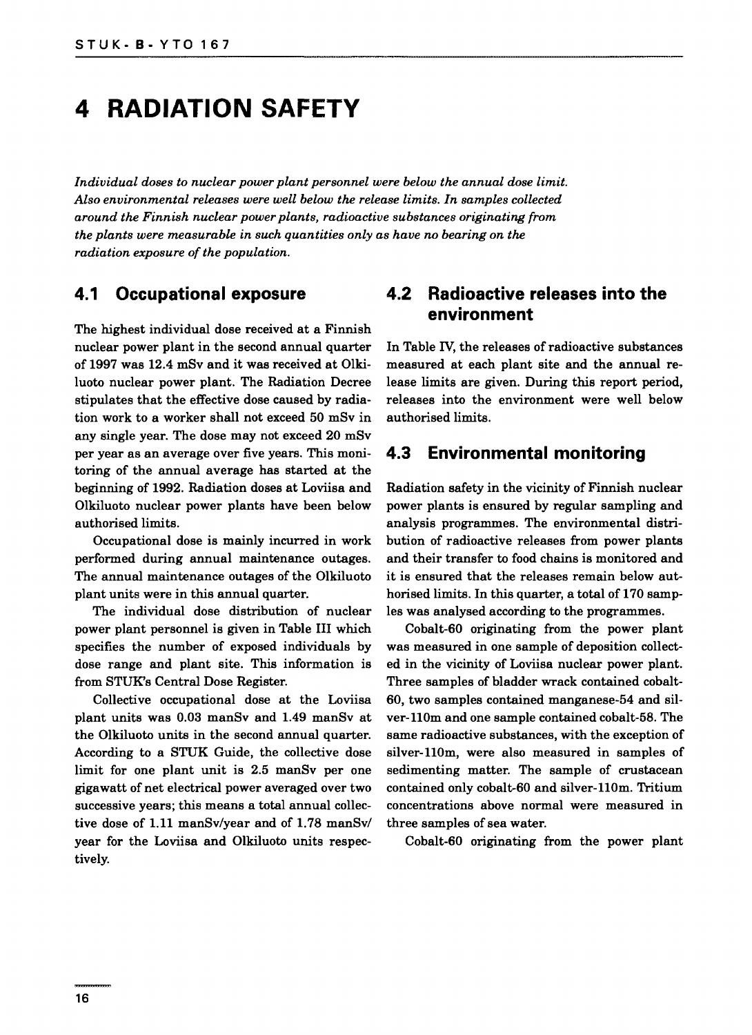# 4 RADIATION SAFETY

*Individual doses to nuclear power plant personnel were below the annual dose limit. Also environmental releases were well below the release limits. In samples collected around the Finnish nuclear power plants, radioactive substances originating from the plants were measurable in such quantities only as have no bearing on the radiation exposure of the population.*

## 4.1 Occupational exposure

The highest individual dose received at a Finnish nuclear power plant in the second annual quarter of 1997 was 12.4 mSv and it was received at Olkiluoto nuclear power plant. The Radiation Decree stipulates that the effective dose caused by radiation work to a worker shall not exceed 50 mSv in any single year. The dose may not exceed 20 mSv per year as an average over five years. This monitoring of the annual average has started at the beginning of 1992. Radiation doses at Loviisa and Olkiluoto nuclear power plants have been below authorised limits.

Occupational dose is mainly incurred in work performed during annual maintenance outages. The annual maintenance outages of the Olkiluoto plant units were in this annual quarter.

The individual dose distribution of nuclear power plant personnel is given in Table III which specifies the number of exposed individuals by dose range and plant site. This information is from STUK's Central Dose Register.

Collective occupational dose at the Loviisa plant units was 0.03 manSv and 1.49 manSv at the Olkiluoto units in the second annual quarter. According to a STUK Guide, the collective dose limit for one plant unit is 2.5 manSv per one gigawatt of net electrical power averaged over two successive years; this means a total annual collective dose of 1.11 manSv/year and of 1.78 manSv/year for the Loviisa and Olkiluoto units respectively.

## 4.2 Radioactive releases into the environment

In Table IV, the releases of radioactive substances measured at each plant site and the annual release limits are given. During this report period, releases into the environment were well below authorised limits.

## 4.3 Environmental monitoring

Radiation safety in the vicinity of Finnish nuclear power plants is ensured by regular sampling and analysis programmes. The environmental distribution of radioactive releases from power plants and their transfer to food chains is monitored and it is ensured that the releases remain below authorised limits. In this quarter, a total of 170 samples was analysed according to the programmes.

Cobalt-60 originating from the power plant was measured in one sample of deposition collected in the vicinity of Loviisa nuclear power plant. Three samples of bladder wrack contained cobalt-60, two samples contained manganese-54 and silver-110m and one sample contained cobalt-58. The same radioactive substances, with the exception of silver-110m, were also measured in samples of sedimenting matter. The sample of crustacean contained only cobalt-60 and silver-110m. Tritium concentrations above normal were measured in three samples of sea water.

Cobalt-60 originating from the power plant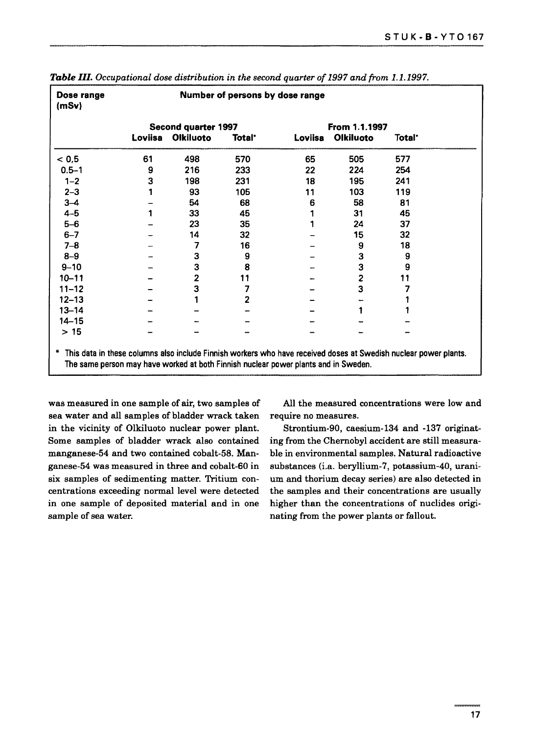*Table III. Occupational dose distribution in the second quarter of 1997 and from 1.1.1997.*

| Dose range (mSv) | Number of persons by dose range | | | | | |
|---|---|---|---|---|---|---|
| | Second quarter 1997 | | | From 1.1.1997 | | |
| | Loviisa | Olkiluoto | Total* | Loviisa | Olkiluoto | Total* |
| < 0,5 | 61 | 498 | 570 | 65 | 505 | 577 |
| 0.5–1 | 9 | 216 | 233 | 22 | 224 | 254 |
| 1–2 | 3 | 198 | 231 | 18 | 195 | 241 |
| 2–3 | 1 | 93 | 105 | 11 | 103 | 119 |
| 3–4 | – | 54 | 68 | 6 | 58 | 81 |
| 4–5 | 1 | 33 | 45 | 1 | 31 | 45 |
| 5–6 | – | 23 | 35 | 1 | 24 | 37 |
| 6–7 | – | 14 | 32 | – | 15 | 32 |
| 7–8 | – | 7 | 16 | – | 9 | 18 |
| 8–9 | – | 3 | 9 | – | 3 | 9 |
| 9–10 | – | 3 | 8 | – | 3 | 9 |
| 10–11 | – | 2 | 11 | – | 2 | 11 |
| 11–12 | – | 3 | 7 | – | 3 | 7 |
| 12–13 | – | 1 | 2 | – | – | 1 |
| 13–14 | – | – | – | – | 1 | 1 |
| 14–15 | – | – | – | – | – | – |
| > 15 | – | – | – | – | – | – |

\* This data in these columns also include Finnish workers who have received doses at Swedish nuclear power plants. The same person may have worked at both Finnish nuclear power plants and in Sweden.

was measured in one sample of air, two samples of sea water and all samples of bladder wrack taken in the vicinity of Olkiluoto nuclear power plant. Some samples of bladder wrack also contained manganese-54 and two contained cobalt-58. Manganese-54 was measured in three and cobalt-60 in six samples of sedimenting matter. Tritium concentrations exceeding normal level were detected in one sample of deposited material and in one sample of sea water.

All the measured concentrations were low and require no measures.

Strontium-90, caesium-134 and -137 originating from the Chernobyl accident are still measurable in environmental samples. Natural radioactive substances (i.a. beryllium-7, potassium-40, uranium and thorium decay series) are also detected in the samples and their concentrations are usually higher than the concentrations of nuclides originating from the power plants or fallout.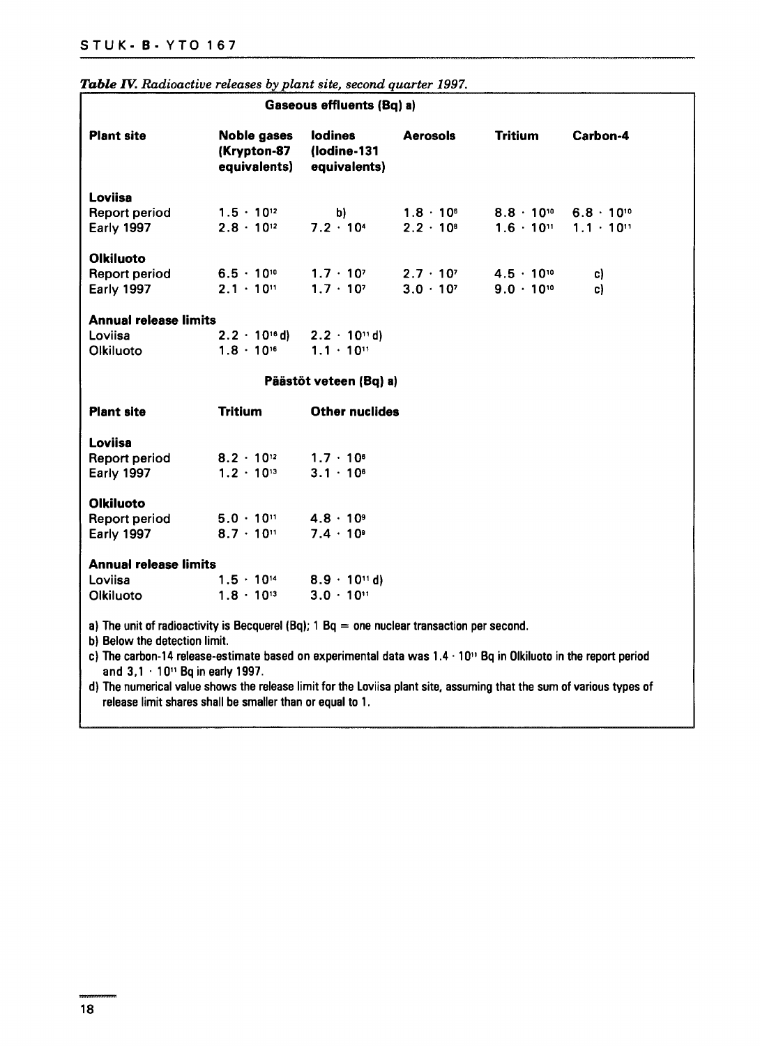***Table IV.** Radioactive releases by plant site, second quarter 1997.*

| | Gaseous effluents (Bq) a) | | | | |
|---|---|---|---|---|---|
| **Plant site** | **Noble gases (Krypton-87 equivalents)** | **Iodines (Iodine-131 equivalents)** | **Aerosols** | **Tritium** | **Carbon-4** |
| **Loviisa** | | | | | |
| Report period | $1.5 \cdot 10^{12}$ | b) | $1.8 \cdot 10^{6}$ | $8.8 \cdot 10^{10}$ | $6.8 \cdot 10^{10}$ |
| Early 1997 | $2.8 \cdot 10^{12}$ | $7.2 \cdot 10^{4}$ | $2.2 \cdot 10^{8}$ | $1.6 \cdot 10^{11}$ | $1.1 \cdot 10^{11}$ |
| **Olkiluoto** | | | | | |
| Report period | $6.5 \cdot 10^{10}$ | $1.7 \cdot 10^{7}$ | $2.7 \cdot 10^{7}$ | $4.5 \cdot 10^{10}$ | c) |
| Early 1997 | $2.1 \cdot 10^{11}$ | $1.7 \cdot 10^{7}$ | $3.0 \cdot 10^{7}$ | $9.0 \cdot 10^{10}$ | c) |
| **Annual release limits** | | | | | |
| Loviisa | $2.2 \cdot 10^{16}$ d) | $2.2 \cdot 10^{11}$ d) | | | |
| Olkiluoto | $1.8 \cdot 10^{16}$ | $1.1 \cdot 10^{11}$ | | | |

| | Päästöt veteen (Bq) a) | |
|---|---|---|
| **Plant site** | **Tritium** | **Other nuclides** |
| **Loviisa** | | |
| Report period | $8.2 \cdot 10^{12}$ | $1.7 \cdot 10^{8}$ |
| Early 1997 | $1.2 \cdot 10^{13}$ | $3.1 \cdot 10^{8}$ |
| **Olkiluoto** | | |
| Report period | $5.0 \cdot 10^{11}$ | $4.8 \cdot 10^{9}$ |
| Early 1997 | $8.7 \cdot 10^{11}$ | $7.4 \cdot 10^{9}$ |
| **Annual release limits** | | |
| Loviisa | $1.5 \cdot 10^{14}$ | $8.9 \cdot 10^{11}$ d) |
| Olkiluoto | $1.8 \cdot 10^{13}$ | $3.0 \cdot 10^{11}$ |

a) The unit of radioactivity is Becquerel (Bq); 1 Bq = one nuclear transaction per second.
b) Below the detection limit.
c) The carbon-14 release-estimate based on experimental data was $1.4 \cdot 10^{11}$ Bq in Olkiluoto in the report period and $3,1 \cdot 10^{11}$ Bq in early 1997.
d) The numerical value shows the release limit for the Loviisa plant site, assuming that the sum of various types of release limit shares shall be smaller than or equal to 1.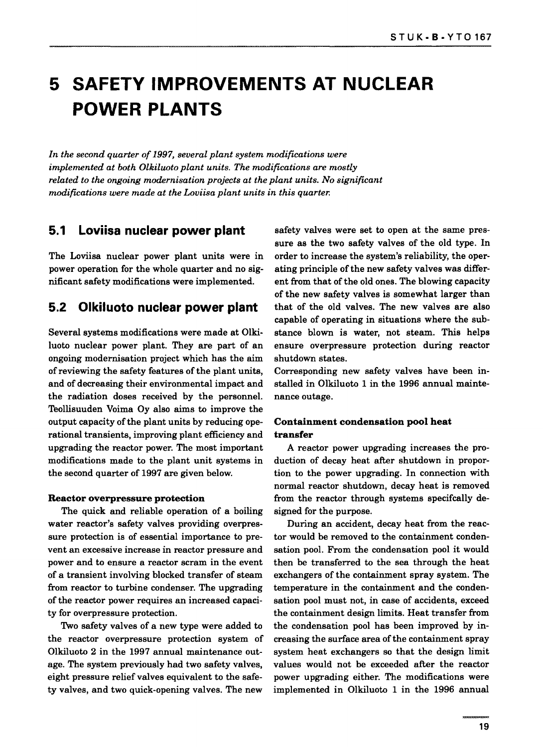# 5 SAFETY IMPROVEMENTS AT NUCLEAR POWER PLANTS

*In the second quarter of 1997, several plant system modifications were implemented at both Olkiluoto plant units. The modifications are mostly related to the ongoing modernisation projects at the plant units. No significant modifications were made at the Loviisa plant units in this quarter.*

## 5.1 Loviisa nuclear power plant

The Loviisa nuclear power plant units were in power operation for the whole quarter and no significant safety modifications were implemented.

## 5.2 Olkiluoto nuclear power plant

Several systems modifications were made at Olkiluoto nuclear power plant. They are part of an ongoing modernisation project which has the aim of reviewing the safety features of the plant units, and of decreasing their environmental impact and the radiation doses received by the personnel. Teollisuuden Voima Oy also aims to improve the output capacity of the plant units by reducing operational transients, improving plant efficiency and upgrading the reactor power. The most important modifications made to the plant unit systems in the second quarter of 1997 are given below.

**Reactor overpressure protection**

The quick and reliable operation of a boiling water reactor's safety valves providing overpressure protection is of essential importance to prevent an excessive increase in reactor pressure and power and to ensure a reactor scram in the event of a transient involving blocked transfer of steam from reactor to turbine condenser. The upgrading of the reactor power requires an increased capacity for overpressure protection.

Two safety valves of a new type were added to the reactor overpressure protection system of Olkiluoto 2 in the 1997 annual maintenance outage. The system previously had two safety valves, eight pressure relief valves equivalent to the safety valves, and two quick-opening valves. The new safety valves were set to open at the same pressure as the two safety valves of the old type. In order to increase the system's reliability, the operating principle of the new safety valves was different from that of the old ones. The blowing capacity of the new safety valves is somewhat larger than that of the old valves. The new valves are also capable of operating in situations where the substance blown is water, not steam. This helps ensure overpressure protection during reactor shutdown states.

Corresponding new safety valves have been installed in Olkiluoto 1 in the 1996 annual maintenance outage.

**Containment condensation pool heat transfer**

A reactor power upgrading increases the production of decay heat after shutdown in proportion to the power upgrading. In connection with normal reactor shutdown, decay heat is removed from the reactor through systems specifcally designed for the purpose.

During an accident, decay heat from the reactor would be removed to the containment condensation pool. From the condensation pool it would then be transferred to the sea through the heat exchangers of the containment spray system. The temperature in the containment and the condensation pool must not, in case of accidents, exceed the containment design limits. Heat transfer from the condensation pool has been improved by increasing the surface area of the containment spray system heat exchangers so that the design limit values would not be exceeded after the reactor power upgrading either. The modifications were implemented in Olkiluoto 1 in the 1996 annual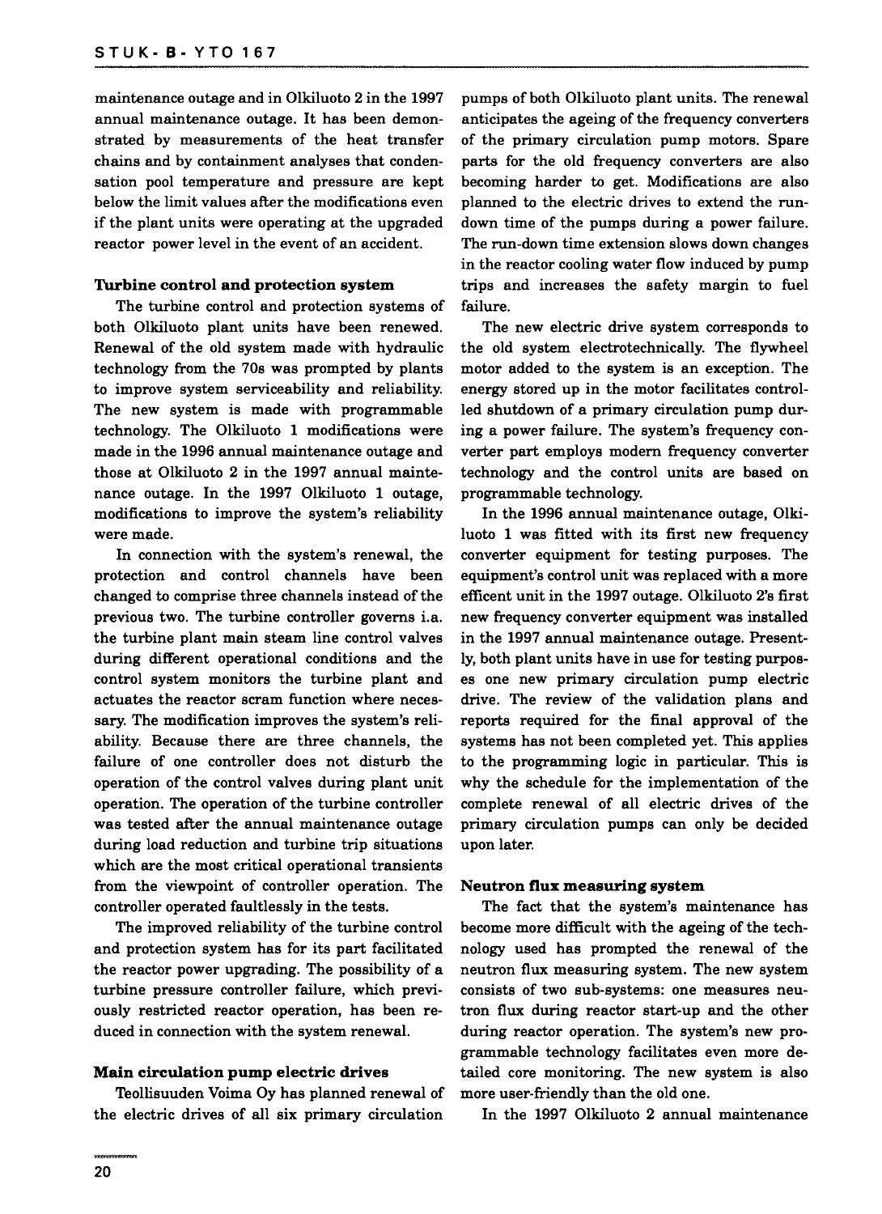maintenance outage and in Olkiluoto 2 in the 1997 annual maintenance outage. It has been demonstrated by measurements of the heat transfer chains and by containment analyses that condensation pool temperature and pressure are kept below the limit values after the modifications even if the plant units were operating at the upgraded reactor power level in the event of an accident.

#### Turbine control and protection system

The turbine control and protection systems of both Olkiluoto plant units have been renewed. Renewal of the old system made with hydraulic technology from the 70s was prompted by plants to improve system serviceability and reliability. The new system is made with programmable technology. The Olkiluoto 1 modifications were made in the 1996 annual maintenance outage and those at Olkiluoto 2 in the 1997 annual maintenance outage. In the 1997 Olkiluoto 1 outage, modifications to improve the system's reliability were made.

In connection with the system's renewal, the protection and control channels have been changed to comprise three channels instead of the previous two. The turbine controller governs i.a. the turbine plant main steam line control valves during different operational conditions and the control system monitors the turbine plant and actuates the reactor scram function where necessary. The modification improves the system's reliability. Because there are three channels, the failure of one controller does not disturb the operation of the control valves during plant unit operation. The operation of the turbine controller was tested after the annual maintenance outage during load reduction and turbine trip situations which are the most critical operational transients from the viewpoint of controller operation. The controller operated faultlessly in the tests.

The improved reliability of the turbine control and protection system has for its part facilitated the reactor power upgrading. The possibility of a turbine pressure controller failure, which previously restricted reactor operation, has been reduced in connection with the system renewal.

#### Main circulation pump electric drives

Teollisuuden Voima Oy has planned renewal of the electric drives of all six primary circulation pumps of both Olkiluoto plant units. The renewal anticipates the ageing of the frequency converters of the primary circulation pump motors. Spare parts for the old frequency converters are also becoming harder to get. Modifications are also planned to the electric drives to extend the run-down time of the pumps during a power failure. The run-down time extension slows down changes in the reactor cooling water flow induced by pump trips and increases the safety margin to fuel failure.

The new electric drive system corresponds to the old system electrotechnically. The flywheel motor added to the system is an exception. The energy stored up in the motor facilitates controlled shutdown of a primary circulation pump during a power failure. The system's frequency converter part employs modern frequency converter technology and the control units are based on programmable technology.

In the 1996 annual maintenance outage, Olkiluoto 1 was fitted with its first new frequency converter equipment for testing purposes. The equipment's control unit was replaced with a more efficent unit in the 1997 outage. Olkiluoto 2's first new frequency converter equipment was installed in the 1997 annual maintenance outage. Presently, both plant units have in use for testing purposes one new primary circulation pump electric drive. The review of the validation plans and reports required for the final approval of the systems has not been completed yet. This applies to the programming logic in particular. This is why the schedule for the implementation of the complete renewal of all electric drives of the primary circulation pumps can only be decided upon later.

#### Neutron flux measuring system

The fact that the system's maintenance has become more difficult with the ageing of the technology used has prompted the renewal of the neutron flux measuring system. The new system consists of two sub-systems: one measures neutron flux during reactor start-up and the other during reactor operation. The system's new programmable technology facilitates even more detailed core monitoring. The new system is also more user-friendly than the old one.

In the 1997 Olkiluoto 2 annual maintenance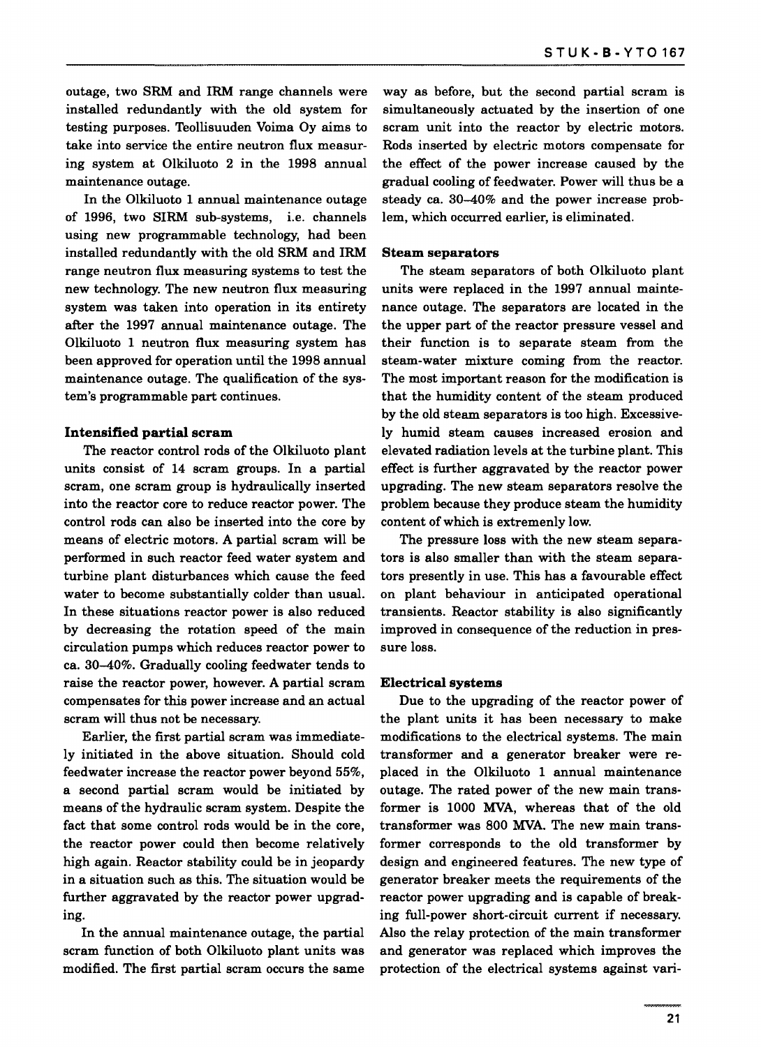outage, two SRM and IRM range channels were installed redundantly with the old system for testing purposes. Teollisuuden Voima Oy aims to take into service the entire neutron flux measuring system at Olkiluoto 2 in the 1998 annual maintenance outage.

In the Olkiluoto 1 annual maintenance outage of 1996, two SIRM sub-systems, i.e. channels using new programmable technology, had been installed redundantly with the old SRM and IRM range neutron flux measuring systems to test the new technology. The new neutron flux measuring system was taken into operation in its entirety after the 1997 annual maintenance outage. The Olkiluoto 1 neutron flux measuring system has been approved for operation until the 1998 annual maintenance outage. The qualification of the system's programmable part continues.

#### Intensified partial scram

The reactor control rods of the Olkiluoto plant units consist of 14 scram groups. In a partial scram, one scram group is hydraulically inserted into the reactor core to reduce reactor power. The control rods can also be inserted into the core by means of electric motors. A partial scram will be performed in such reactor feed water system and turbine plant disturbances which cause the feed water to become substantially colder than usual. In these situations reactor power is also reduced by decreasing the rotation speed of the main circulation pumps which reduces reactor power to ca. 30–40%. Gradually cooling feedwater tends to raise the reactor power, however. A partial scram compensates for this power increase and an actual scram will thus not be necessary.

Earlier, the first partial scram was immediately initiated in the above situation. Should cold feedwater increase the reactor power beyond 55%, a second partial scram would be initiated by means of the hydraulic scram system. Despite the fact that some control rods would be in the core, the reactor power could then become relatively high again. Reactor stability could be in jeopardy in a situation such as this. The situation would be further aggravated by the reactor power upgrading.

In the annual maintenance outage, the partial scram function of both Olkiluoto plant units was modified. The first partial scram occurs the same way as before, but the second partial scram is simultaneously actuated by the insertion of one scram unit into the reactor by electric motors. Rods inserted by electric motors compensate for the effect of the power increase caused by the gradual cooling of feedwater. Power will thus be a steady ca. 30–40% and the power increase problem, which occurred earlier, is eliminated.

#### Steam separators

The steam separators of both Olkiluoto plant units were replaced in the 1997 annual maintenance outage. The separators are located in the the upper part of the reactor pressure vessel and their function is to separate steam from the steam-water mixture coming from the reactor. The most important reason for the modification is that the humidity content of the steam produced by the old steam separators is too high. Excessively humid steam causes increased erosion and elevated radiation levels at the turbine plant. This effect is further aggravated by the reactor power upgrading. The new steam separators resolve the problem because they produce steam the humidity content of which is extremely low.

The pressure loss with the new steam separators is also smaller than with the steam separators presently in use. This has a favourable effect on plant behaviour in anticipated operational transients. Reactor stability is also significantly improved in consequence of the reduction in pressure loss.

#### Electrical systems

Due to the upgrading of the reactor power of the plant units it has been necessary to make modifications to the electrical systems. The main transformer and a generator breaker were replaced in the Olkiluoto 1 annual maintenance outage. The rated power of the new main transformer is 1000 MVA, whereas that of the old transformer was 800 MVA. The new main transformer corresponds to the old transformer by design and engineered features. The new type of generator breaker meets the requirements of the reactor power upgrading and is capable of breaking full-power short-circuit current if necessary. Also the relay protection of the main transformer and generator was replaced which improves the protection of the electrical systems against vari-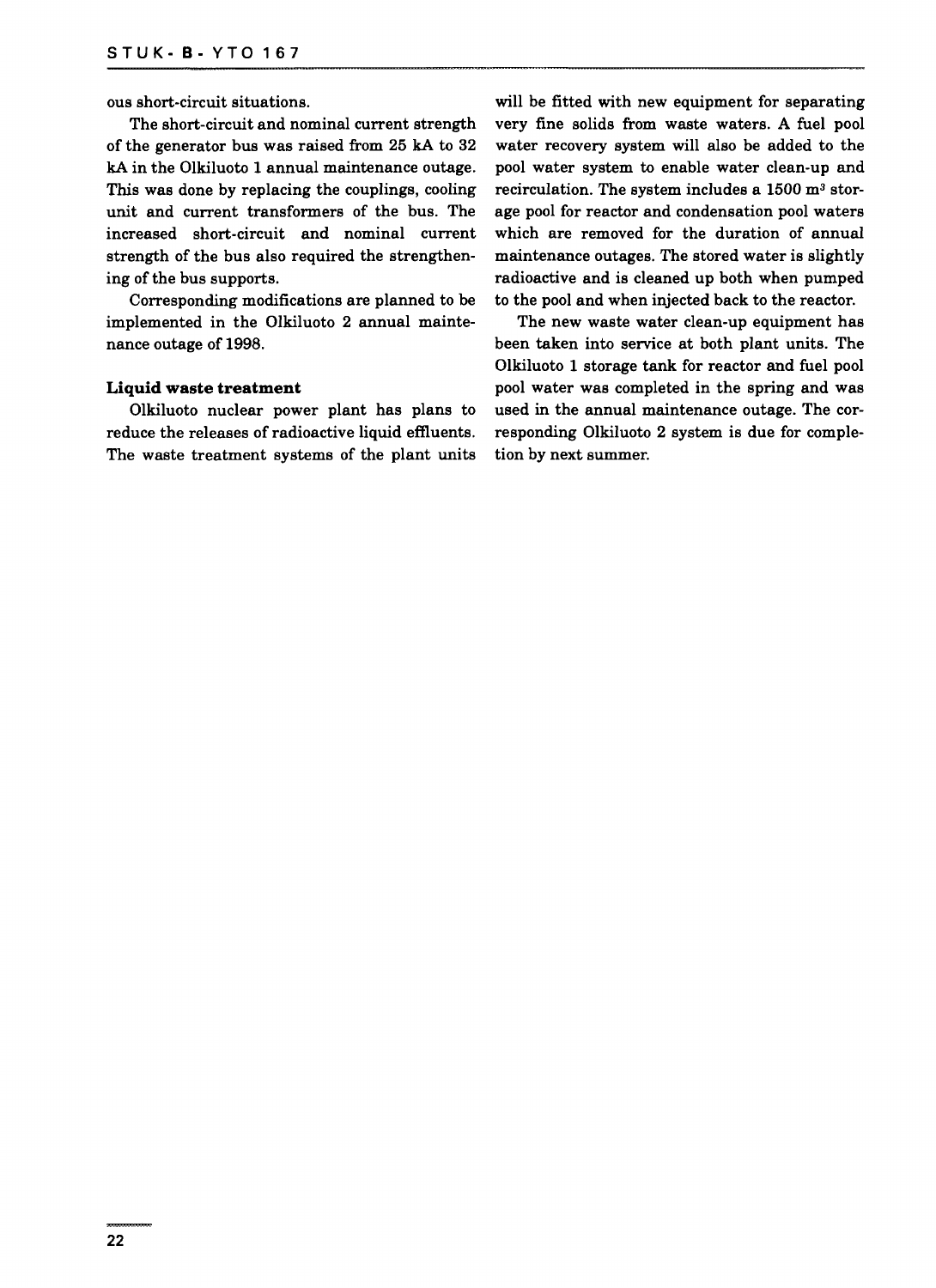ous short-circuit situations.

The short-circuit and nominal current strength of the generator bus was raised from 25 kA to 32 kA in the Olkiluoto 1 annual maintenance outage. This was done by replacing the couplings, cooling unit and current transformers of the bus. The increased short-circuit and nominal current strength of the bus also required the strengthening of the bus supports.

Corresponding modifications are planned to be implemented in the Olkiluoto 2 annual maintenance outage of 1998.

**Liquid waste treatment**

Olkiluoto nuclear power plant has plans to reduce the releases of radioactive liquid effluents. The waste treatment systems of the plant units will be fitted with new equipment for separating very fine solids from waste waters. A fuel pool water recovery system will also be added to the pool water system to enable water clean-up and recirculation. The system includes a 1500 $m^3$ storage pool for reactor and condensation pool waters which are removed for the duration of annual maintenance outages. The stored water is slightly radioactive and is cleaned up both when pumped to the pool and when injected back to the reactor.

The new waste water clean-up equipment has been taken into service at both plant units. The Olkiluoto 1 storage tank for reactor and fuel pool pool water was completed in the spring and was used in the annual maintenance outage. The corresponding Olkiluoto 2 system is due for completion by next summer.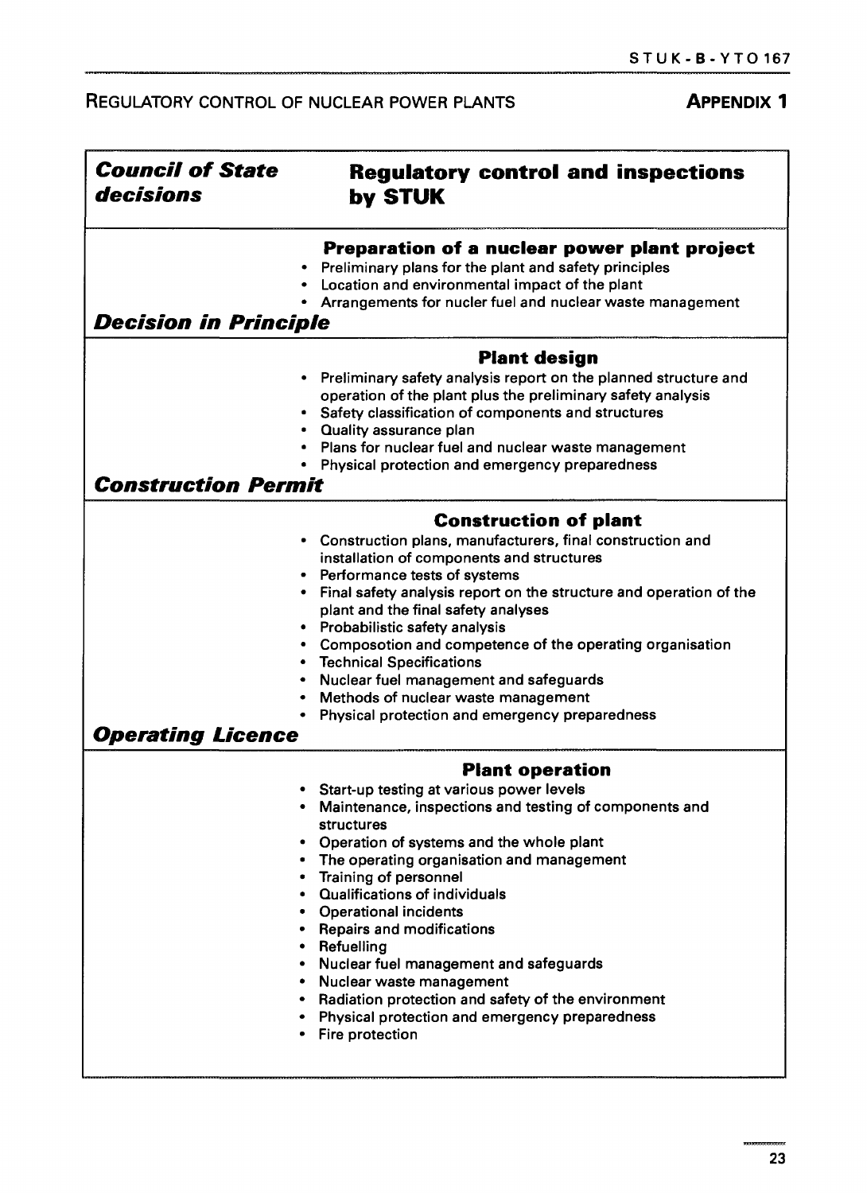REGULATORY CONTROL OF NUCLEAR POWER PLANTS **APPENDIX 1**

| ***Council of State decisions*** | **Regulatory control and inspections by STUK** |
|---|---|
| | **Preparation of a nuclear power plant project**<br>• Preliminary plans for the plant and safety principles<br>• Location and environmental impact of the plant<br>• Arrangements for nucler fuel and nuclear waste management |
| ***Decision in Principle*** | |
| | **Plant design**<br>• Preliminary safety analysis report on the planned structure and operation of the plant plus the preliminary safety analysis<br>• Safety classification of components and structures<br>• Quality assurance plan<br>• Plans for nuclear fuel and nuclear waste management<br>• Physical protection and emergency preparedness |
| ***Construction Permit*** | |
| | **Construction of plant**<br>• Construction plans, manufacturers, final construction and installation of components and structures<br>• Performance tests of systems<br>• Final safety analysis report on the structure and operation of the plant and the final safety analyses<br>• Probabilistic safety analysis<br>• Composotion and competence of the operating organisation<br>• Technical Specifications<br>• Nuclear fuel management and safeguards<br>• Methods of nuclear waste management<br>• Physical protection and emergency preparedness |
| ***Operating Licence*** | |
| | **Plant operation**<br>• Start-up testing at various power levels<br>• Maintenance, inspections and testing of components and structures<br>• Operation of systems and the whole plant<br>• The operating organisation and management<br>• Training of personnel<br>• Qualifications of individuals<br>• Operational incidents<br>• Repairs and modifications<br>• Refuelling<br>• Nuclear fuel management and safeguards<br>• Nuclear waste management<br>• Radiation protection and safety of the environment<br>• Physical protection and emergency preparedness<br>• Fire protection |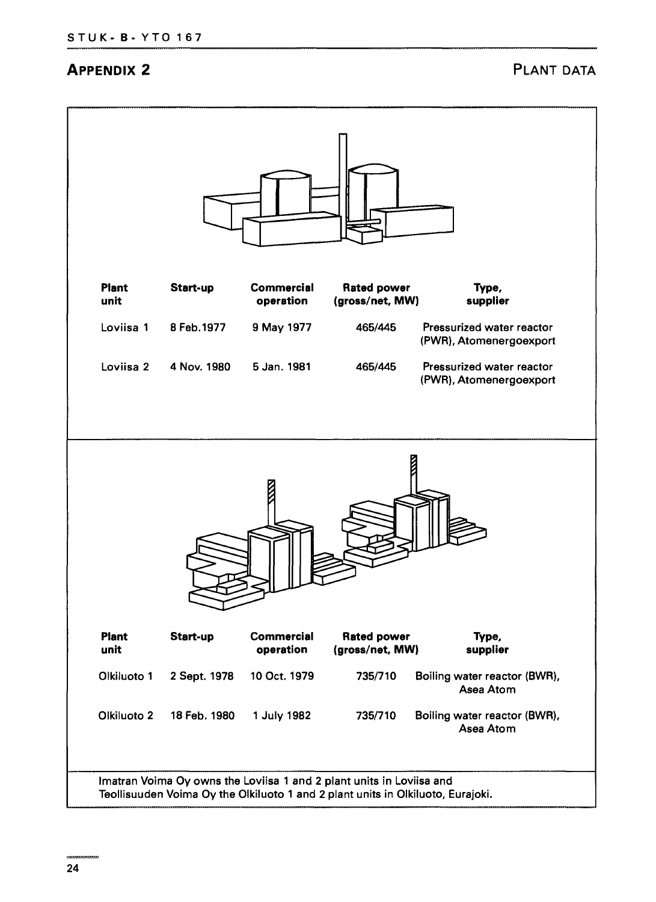## APPENDIX 2 PLANT DATA

| Plant unit | Start-up | Commercial operation | Rated power (gross/net, MW) | Type, supplier |
|---|---|---|---|---|
| Loviisa 1 | 8 Feb.1977 | 9 May 1977 | 465/445 | Pressurized water reactor (PWR), Atomenergoexport |
| Loviisa 2 | 4 Nov. 1980 | 5 Jan. 1981 | 465/445 | Pressurized water reactor (PWR), Atomenergoexport |

| Plant unit | Start-up | Commercial operation | Rated power (gross/net, MW) | Type, supplier |
|---|---|---|---|---|
| Olkiluoto 1 | 2 Sept. 1978 | 10 Oct. 1979 | 735/710 | Boiling water reactor (BWR), Asea Atom |
| Olkiluoto 2 | 18 Feb. 1980 | 1 July 1982 | 735/710 | Boiling water reactor (BWR), Asea Atom |

Imatran Voima Oy owns the Loviisa 1 and 2 plant units in Loviisa and Teollisuuden Voima Oy the Olkiluoto 1 and 2 plant units in Olkiluoto, Eurajoki.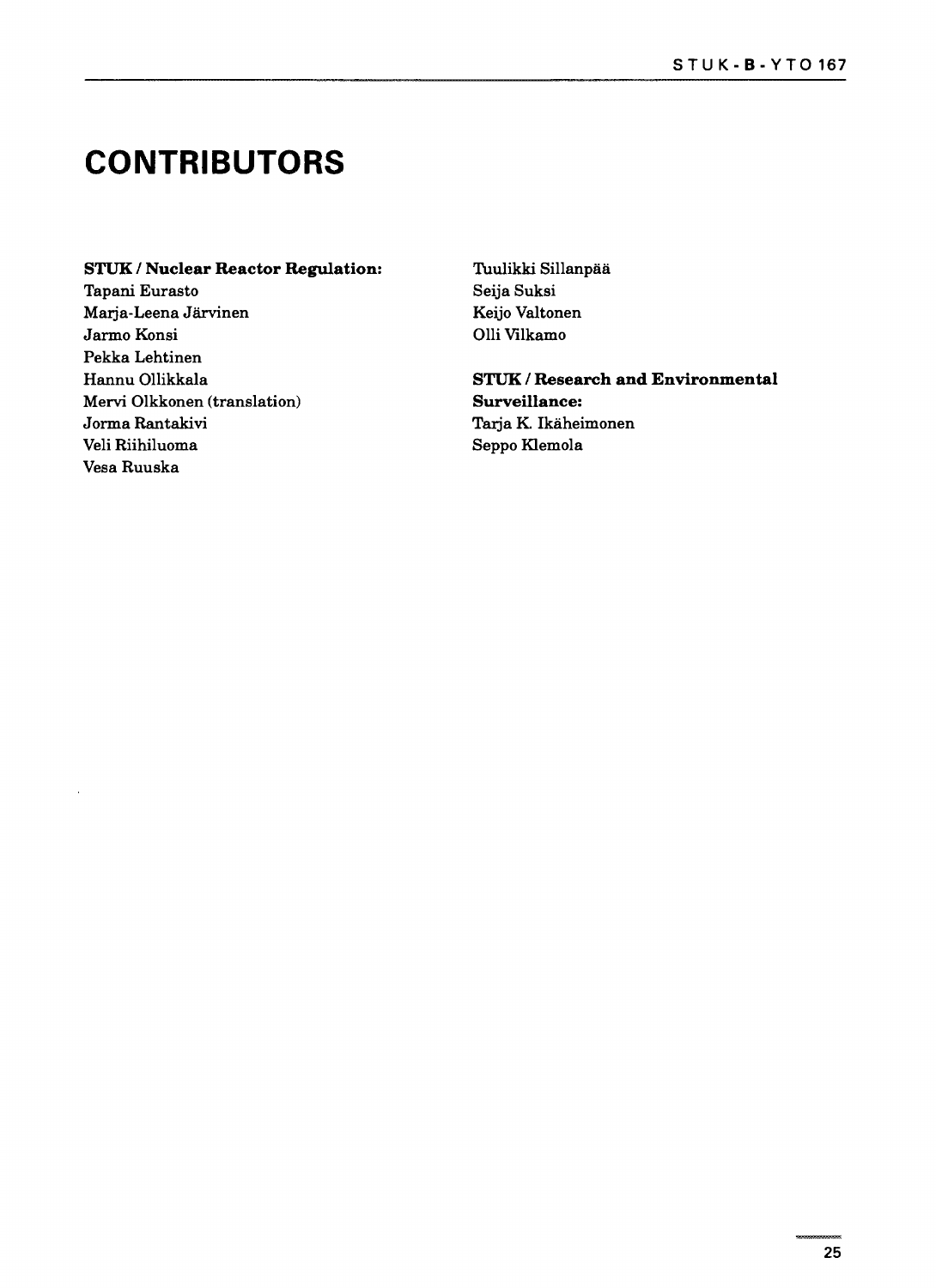# CONTRIBUTORS

**STUK / Nuclear Reactor Regulation:**
Tapani Eurasto
Marja-Leena Järvinen
Jarmo Konsi
Pekka Lehtinen
Hannu Ollikkala
Mervi Olkkonen (translation)
Jorma Rantakivi
Veli Riihiluoma
Vesa Ruuska
Tuulikki Sillanpää
Seija Suksi
Keijo Valtonen
Olli Vilkamo

**STUK / Research and Environmental Surveillance:**
Tarja K. Ikäheimonen
Seppo Klemola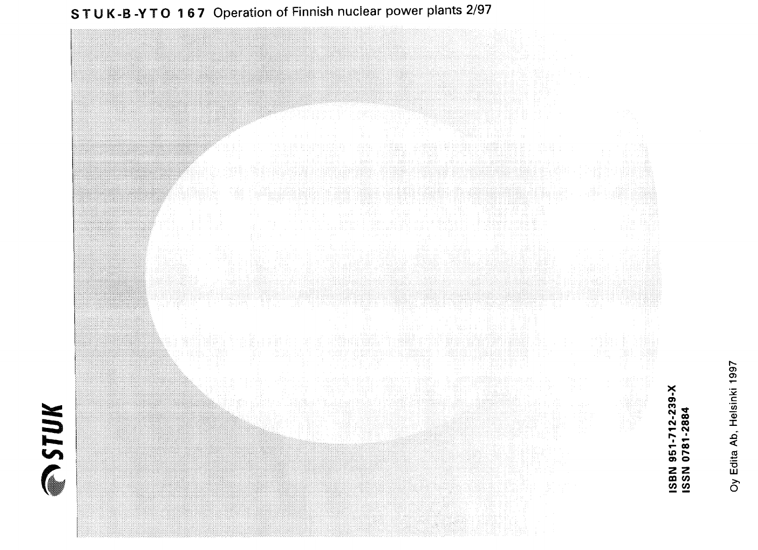STUK-B-YTO 167 Operation of Finnish nuclear power plants 2/97

STUK

ISBN 951-712-239-X
ISSN 0781-2884

Oy Edita Ab, Helsinki 1997